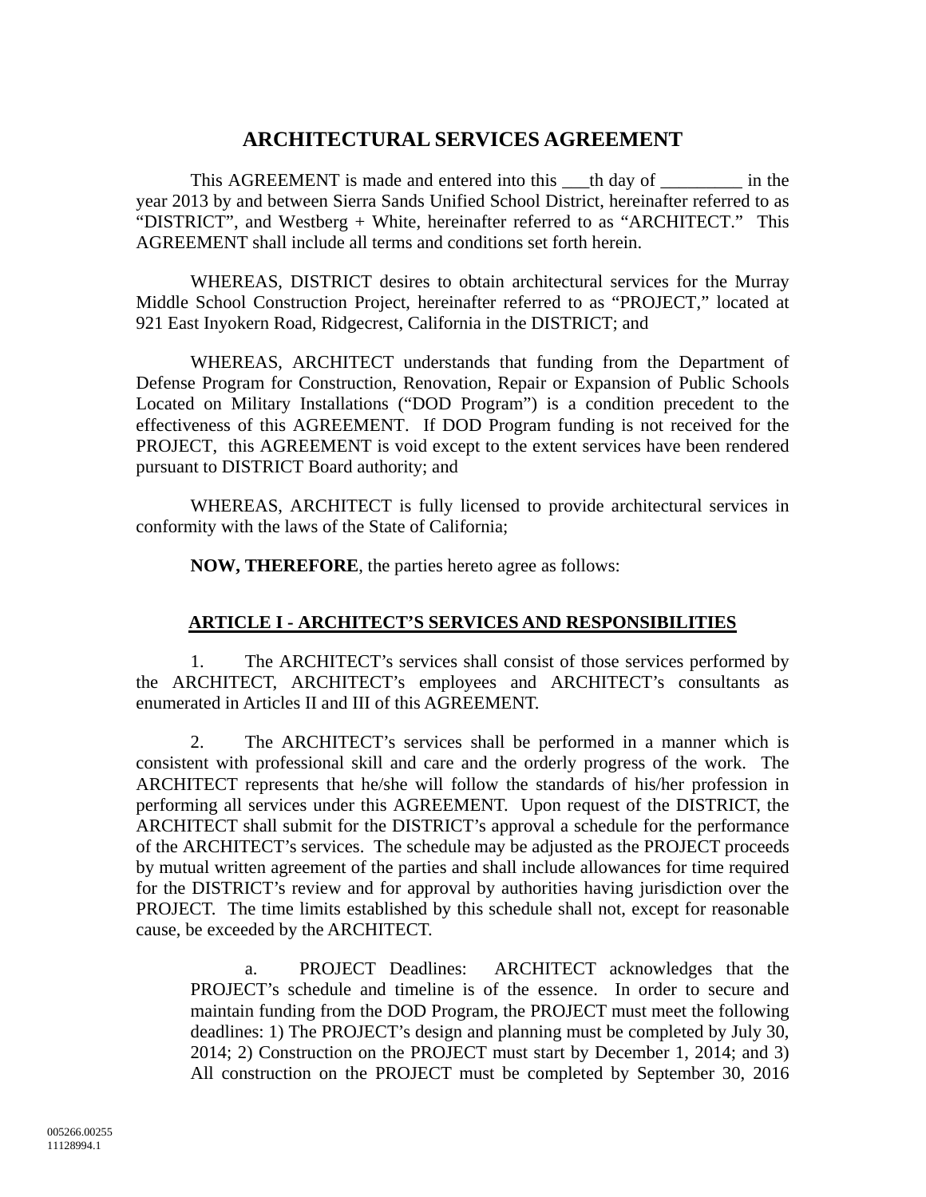# ARCHITECTURAL SERVICES AGREEMENT

This AGREEMENT is made and entered into this ___th day of _________ in the year 2013 by and between Sierra Sands Unified School District, hereinafter referred to as "DISTRICT", and Westberg + White, hereinafter referred to as "ARCHITECT." This AGREEMENT shall include all terms and conditions set forth herein.

WHEREAS, DISTRICT desires to obtain architectural services for the Murray Middle School Construction Project, hereinafter referred to as "PROJECT," located at 921 East Inyokern Road, Ridgecrest, California in the DISTRICT; and

WHEREAS, ARCHITECT understands that funding from the Department of Defense Program for Construction, Renovation, Repair or Expansion of Public Schools Located on Military Installations ("DOD Program") is a condition precedent to the effectiveness of this AGREEMENT. If DOD Program funding is not received for the PROJECT, this AGREEMENT is void except to the extent services have been rendered pursuant to DISTRICT Board authority; and

WHEREAS, ARCHITECT is fully licensed to provide architectural services in conformity with the laws of the State of California;

**NOW, THEREFORE**, the parties hereto agree as follows:

## ARTICLE I - ARCHITECT'S SERVICES AND RESPONSIBILITIES

1. The ARCHITECT's services shall consist of those services performed by the ARCHITECT, ARCHITECT's employees and ARCHITECT's consultants as enumerated in Articles II and III of this AGREEMENT.

2. The ARCHITECT's services shall be performed in a manner which is consistent with professional skill and care and the orderly progress of the work. The ARCHITECT represents that he/she will follow the standards of his/her profession in performing all services under this AGREEMENT. Upon request of the DISTRICT, the ARCHITECT shall submit for the DISTRICT's approval a schedule for the performance of the ARCHITECT's services. The schedule may be adjusted as the PROJECT proceeds by mutual written agreement of the parties and shall include allowances for time required for the DISTRICT's review and for approval by authorities having jurisdiction over the PROJECT. The time limits established by this schedule shall not, except for reasonable cause, be exceeded by the ARCHITECT.

   a. PROJECT Deadlines: ARCHITECT acknowledges that the PROJECT's schedule and timeline is of the essence. In order to secure and maintain funding from the DOD Program, the PROJECT must meet the following deadlines: 1) The PROJECT's design and planning must be completed by July 30, 2014; 2) Construction on the PROJECT must start by December 1, 2014; and 3) All construction on the PROJECT must be completed by September 30, 2016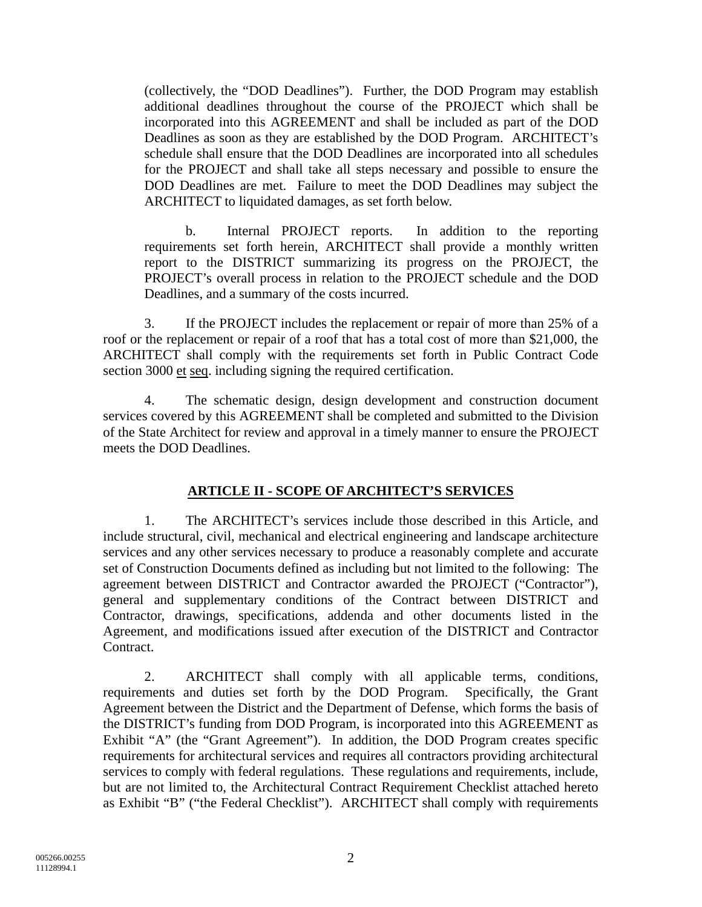(collectively, the "DOD Deadlines"). Further, the DOD Program may establish additional deadlines throughout the course of the PROJECT which shall be incorporated into this AGREEMENT and shall be included as part of the DOD Deadlines as soon as they are established by the DOD Program. ARCHITECT's schedule shall ensure that the DOD Deadlines are incorporated into all schedules for the PROJECT and shall take all steps necessary and possible to ensure the DOD Deadlines are met. Failure to meet the DOD Deadlines may subject the ARCHITECT to liquidated damages, as set forth below.

b. Internal PROJECT reports. In addition to the reporting requirements set forth herein, ARCHITECT shall provide a monthly written report to the DISTRICT summarizing its progress on the PROJECT, the PROJECT's overall process in relation to the PROJECT schedule and the DOD Deadlines, and a summary of the costs incurred.

3. If the PROJECT includes the replacement or repair of more than 25% of a roof or the replacement or repair of a roof that has a total cost of more than $21,000, the ARCHITECT shall comply with the requirements set forth in Public Contract Code section 3000 et seq. including signing the required certification.

4. The schematic design, design development and construction document services covered by this AGREEMENT shall be completed and submitted to the Division of the State Architect for review and approval in a timely manner to ensure the PROJECT meets the DOD Deadlines.

## ARTICLE II - SCOPE OF ARCHITECT'S SERVICES

1. The ARCHITECT's services include those described in this Article, and include structural, civil, mechanical and electrical engineering and landscape architecture services and any other services necessary to produce a reasonably complete and accurate set of Construction Documents defined as including but not limited to the following: The agreement between DISTRICT and Contractor awarded the PROJECT ("Contractor"), general and supplementary conditions of the Contract between DISTRICT and Contractor, drawings, specifications, addenda and other documents listed in the Agreement, and modifications issued after execution of the DISTRICT and Contractor Contract.

2. ARCHITECT shall comply with all applicable terms, conditions, requirements and duties set forth by the DOD Program. Specifically, the Grant Agreement between the District and the Department of Defense, which forms the basis of the DISTRICT's funding from DOD Program, is incorporated into this AGREEMENT as Exhibit "A" (the "Grant Agreement"). In addition, the DOD Program creates specific requirements for architectural services and requires all contractors providing architectural services to comply with federal regulations. These regulations and requirements, include, but are not limited to, the Architectural Contract Requirement Checklist attached hereto as Exhibit "B" ("the Federal Checklist"). ARCHITECT shall comply with requirements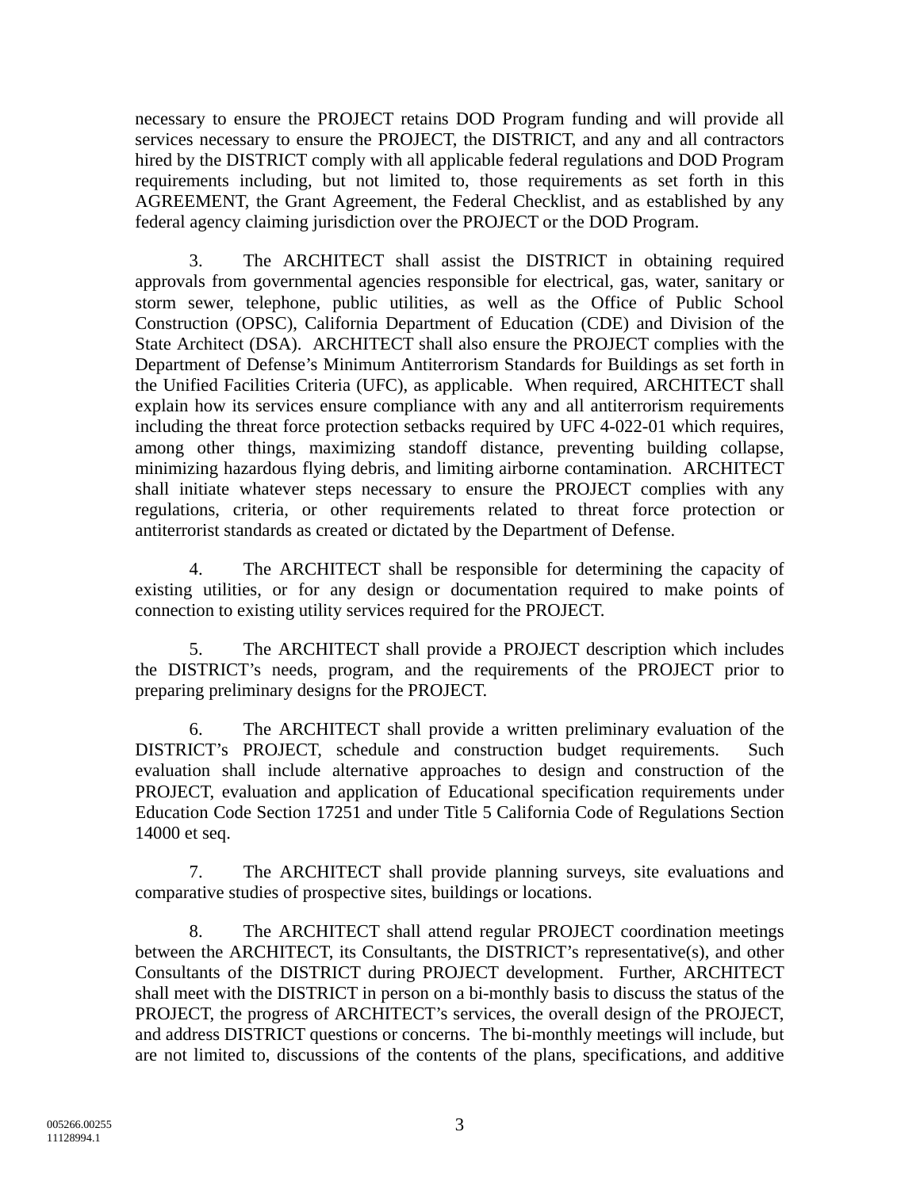necessary to ensure the PROJECT retains DOD Program funding and will provide all services necessary to ensure the PROJECT, the DISTRICT, and any and all contractors hired by the DISTRICT comply with all applicable federal regulations and DOD Program requirements including, but not limited to, those requirements as set forth in this AGREEMENT, the Grant Agreement, the Federal Checklist, and as established by any federal agency claiming jurisdiction over the PROJECT or the DOD Program.

3. The ARCHITECT shall assist the DISTRICT in obtaining required approvals from governmental agencies responsible for electrical, gas, water, sanitary or storm sewer, telephone, public utilities, as well as the Office of Public School Construction (OPSC), California Department of Education (CDE) and Division of the State Architect (DSA). ARCHITECT shall also ensure the PROJECT complies with the Department of Defense's Minimum Antiterrorism Standards for Buildings as set forth in the Unified Facilities Criteria (UFC), as applicable. When required, ARCHITECT shall explain how its services ensure compliance with any and all antiterrorism requirements including the threat force protection setbacks required by UFC 4-022-01 which requires, among other things, maximizing standoff distance, preventing building collapse, minimizing hazardous flying debris, and limiting airborne contamination. ARCHITECT shall initiate whatever steps necessary to ensure the PROJECT complies with any regulations, criteria, or other requirements related to threat force protection or antiterrorist standards as created or dictated by the Department of Defense.

4. The ARCHITECT shall be responsible for determining the capacity of existing utilities, or for any design or documentation required to make points of connection to existing utility services required for the PROJECT.

5. The ARCHITECT shall provide a PROJECT description which includes the DISTRICT's needs, program, and the requirements of the PROJECT prior to preparing preliminary designs for the PROJECT.

6. The ARCHITECT shall provide a written preliminary evaluation of the DISTRICT's PROJECT, schedule and construction budget requirements. Such evaluation shall include alternative approaches to design and construction of the PROJECT, evaluation and application of Educational specification requirements under Education Code Section 17251 and under Title 5 California Code of Regulations Section 14000 et seq.

7. The ARCHITECT shall provide planning surveys, site evaluations and comparative studies of prospective sites, buildings or locations.

8. The ARCHITECT shall attend regular PROJECT coordination meetings between the ARCHITECT, its Consultants, the DISTRICT's representative(s), and other Consultants of the DISTRICT during PROJECT development. Further, ARCHITECT shall meet with the DISTRICT in person on a bi-monthly basis to discuss the status of the PROJECT, the progress of ARCHITECT's services, the overall design of the PROJECT, and address DISTRICT questions or concerns. The bi-monthly meetings will include, but are not limited to, discussions of the contents of the plans, specifications, and additive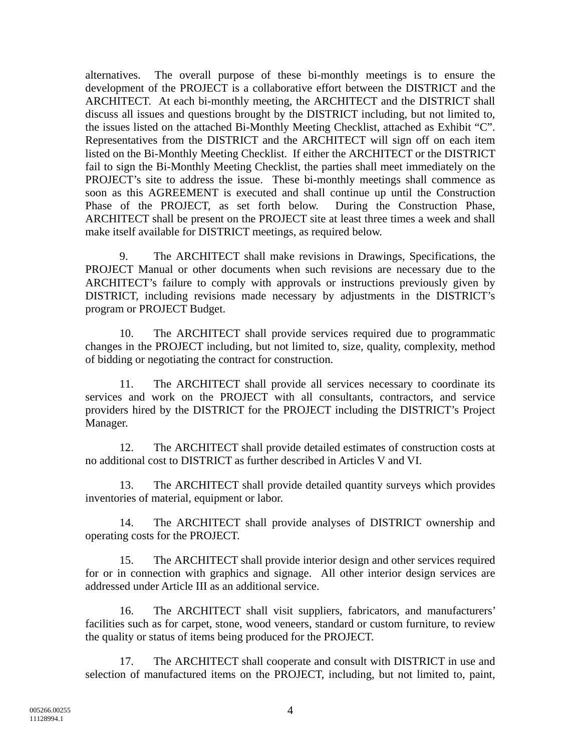alternatives. The overall purpose of these bi-monthly meetings is to ensure the development of the PROJECT is a collaborative effort between the DISTRICT and the ARCHITECT. At each bi-monthly meeting, the ARCHITECT and the DISTRICT shall discuss all issues and questions brought by the DISTRICT including, but not limited to, the issues listed on the attached Bi-Monthly Meeting Checklist, attached as Exhibit "C". Representatives from the DISTRICT and the ARCHITECT will sign off on each item listed on the Bi-Monthly Meeting Checklist. If either the ARCHITECT or the DISTRICT fail to sign the Bi-Monthly Meeting Checklist, the parties shall meet immediately on the PROJECT's site to address the issue. These bi-monthly meetings shall commence as soon as this AGREEMENT is executed and shall continue up until the Construction Phase of the PROJECT, as set forth below. During the Construction Phase, ARCHITECT shall be present on the PROJECT site at least three times a week and shall make itself available for DISTRICT meetings, as required below.

9. The ARCHITECT shall make revisions in Drawings, Specifications, the PROJECT Manual or other documents when such revisions are necessary due to the ARCHITECT's failure to comply with approvals or instructions previously given by DISTRICT, including revisions made necessary by adjustments in the DISTRICT's program or PROJECT Budget.

10. The ARCHITECT shall provide services required due to programmatic changes in the PROJECT including, but not limited to, size, quality, complexity, method of bidding or negotiating the contract for construction.

11. The ARCHITECT shall provide all services necessary to coordinate its services and work on the PROJECT with all consultants, contractors, and service providers hired by the DISTRICT for the PROJECT including the DISTRICT's Project Manager.

12. The ARCHITECT shall provide detailed estimates of construction costs at no additional cost to DISTRICT as further described in Articles V and VI.

13. The ARCHITECT shall provide detailed quantity surveys which provides inventories of material, equipment or labor.

14. The ARCHITECT shall provide analyses of DISTRICT ownership and operating costs for the PROJECT.

15. The ARCHITECT shall provide interior design and other services required for or in connection with graphics and signage. All other interior design services are addressed under Article III as an additional service.

16. The ARCHITECT shall visit suppliers, fabricators, and manufacturers' facilities such as for carpet, stone, wood veneers, standard or custom furniture, to review the quality or status of items being produced for the PROJECT.

17. The ARCHITECT shall cooperate and consult with DISTRICT in use and selection of manufactured items on the PROJECT, including, but not limited to, paint,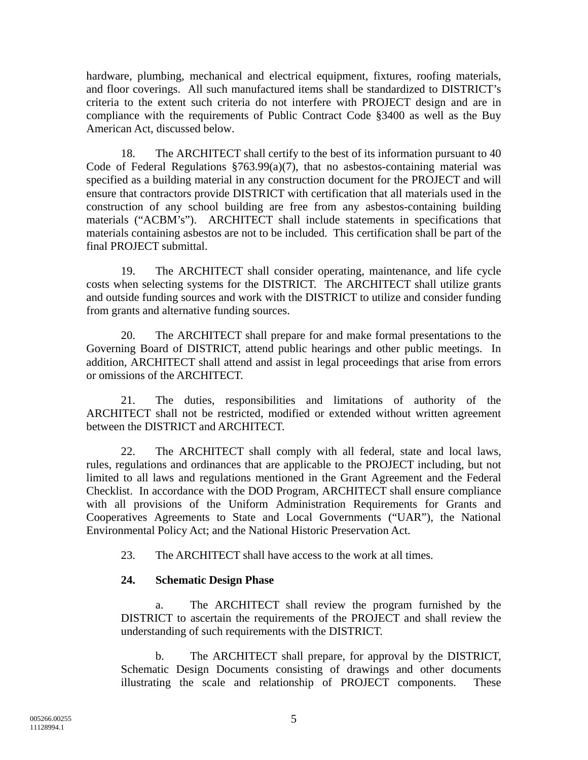hardware, plumbing, mechanical and electrical equipment, fixtures, roofing materials, and floor coverings. All such manufactured items shall be standardized to DISTRICT's criteria to the extent such criteria do not interfere with PROJECT design and are in compliance with the requirements of Public Contract Code §3400 as well as the Buy American Act, discussed below.

18. The ARCHITECT shall certify to the best of its information pursuant to 40 Code of Federal Regulations §763.99(a)(7), that no asbestos-containing material was specified as a building material in any construction document for the PROJECT and will ensure that contractors provide DISTRICT with certification that all materials used in the construction of any school building are free from any asbestos-containing building materials ("ACBM's"). ARCHITECT shall include statements in specifications that materials containing asbestos are not to be included. This certification shall be part of the final PROJECT submittal.

19. The ARCHITECT shall consider operating, maintenance, and life cycle costs when selecting systems for the DISTRICT. The ARCHITECT shall utilize grants and outside funding sources and work with the DISTRICT to utilize and consider funding from grants and alternative funding sources.

20. The ARCHITECT shall prepare for and make formal presentations to the Governing Board of DISTRICT, attend public hearings and other public meetings. In addition, ARCHITECT shall attend and assist in legal proceedings that arise from errors or omissions of the ARCHITECT.

21. The duties, responsibilities and limitations of authority of the ARCHITECT shall not be restricted, modified or extended without written agreement between the DISTRICT and ARCHITECT.

22. The ARCHITECT shall comply with all federal, state and local laws, rules, regulations and ordinances that are applicable to the PROJECT including, but not limited to all laws and regulations mentioned in the Grant Agreement and the Federal Checklist. In accordance with the DOD Program, ARCHITECT shall ensure compliance with all provisions of the Uniform Administration Requirements for Grants and Cooperatives Agreements to State and Local Governments ("UAR"), the National Environmental Policy Act; and the National Historic Preservation Act.

23. The ARCHITECT shall have access to the work at all times.

**24. Schematic Design Phase**

a. The ARCHITECT shall review the program furnished by the DISTRICT to ascertain the requirements of the PROJECT and shall review the understanding of such requirements with the DISTRICT.

b. The ARCHITECT shall prepare, for approval by the DISTRICT, Schematic Design Documents consisting of drawings and other documents illustrating the scale and relationship of PROJECT components. These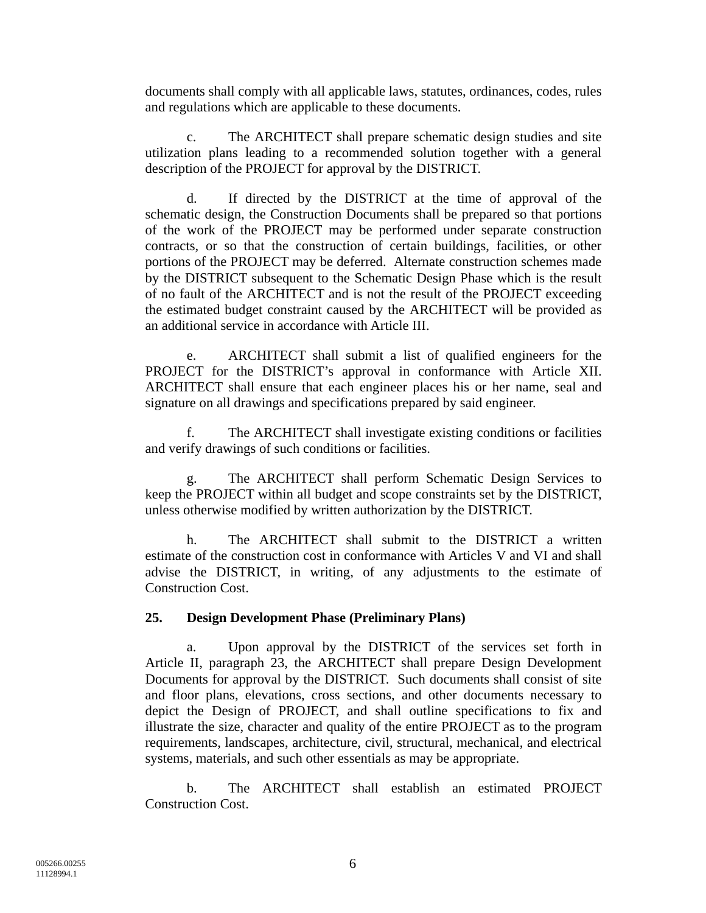documents shall comply with all applicable laws, statutes, ordinances, codes, rules and regulations which are applicable to these documents.

c. The ARCHITECT shall prepare schematic design studies and site utilization plans leading to a recommended solution together with a general description of the PROJECT for approval by the DISTRICT.

d. If directed by the DISTRICT at the time of approval of the schematic design, the Construction Documents shall be prepared so that portions of the work of the PROJECT may be performed under separate construction contracts, or so that the construction of certain buildings, facilities, or other portions of the PROJECT may be deferred. Alternate construction schemes made by the DISTRICT subsequent to the Schematic Design Phase which is the result of no fault of the ARCHITECT and is not the result of the PROJECT exceeding the estimated budget constraint caused by the ARCHITECT will be provided as an additional service in accordance with Article III.

e. ARCHITECT shall submit a list of qualified engineers for the PROJECT for the DISTRICT's approval in conformance with Article XII. ARCHITECT shall ensure that each engineer places his or her name, seal and signature on all drawings and specifications prepared by said engineer.

f. The ARCHITECT shall investigate existing conditions or facilities and verify drawings of such conditions or facilities.

g. The ARCHITECT shall perform Schematic Design Services to keep the PROJECT within all budget and scope constraints set by the DISTRICT, unless otherwise modified by written authorization by the DISTRICT.

h. The ARCHITECT shall submit to the DISTRICT a written estimate of the construction cost in conformance with Articles V and VI and shall advise the DISTRICT, in writing, of any adjustments to the estimate of Construction Cost.

**25. Design Development Phase (Preliminary Plans)**

a. Upon approval by the DISTRICT of the services set forth in Article II, paragraph 23, the ARCHITECT shall prepare Design Development Documents for approval by the DISTRICT. Such documents shall consist of site and floor plans, elevations, cross sections, and other documents necessary to depict the Design of PROJECT, and shall outline specifications to fix and illustrate the size, character and quality of the entire PROJECT as to the program requirements, landscapes, architecture, civil, structural, mechanical, and electrical systems, materials, and such other essentials as may be appropriate.

b. The ARCHITECT shall establish an estimated PROJECT Construction Cost.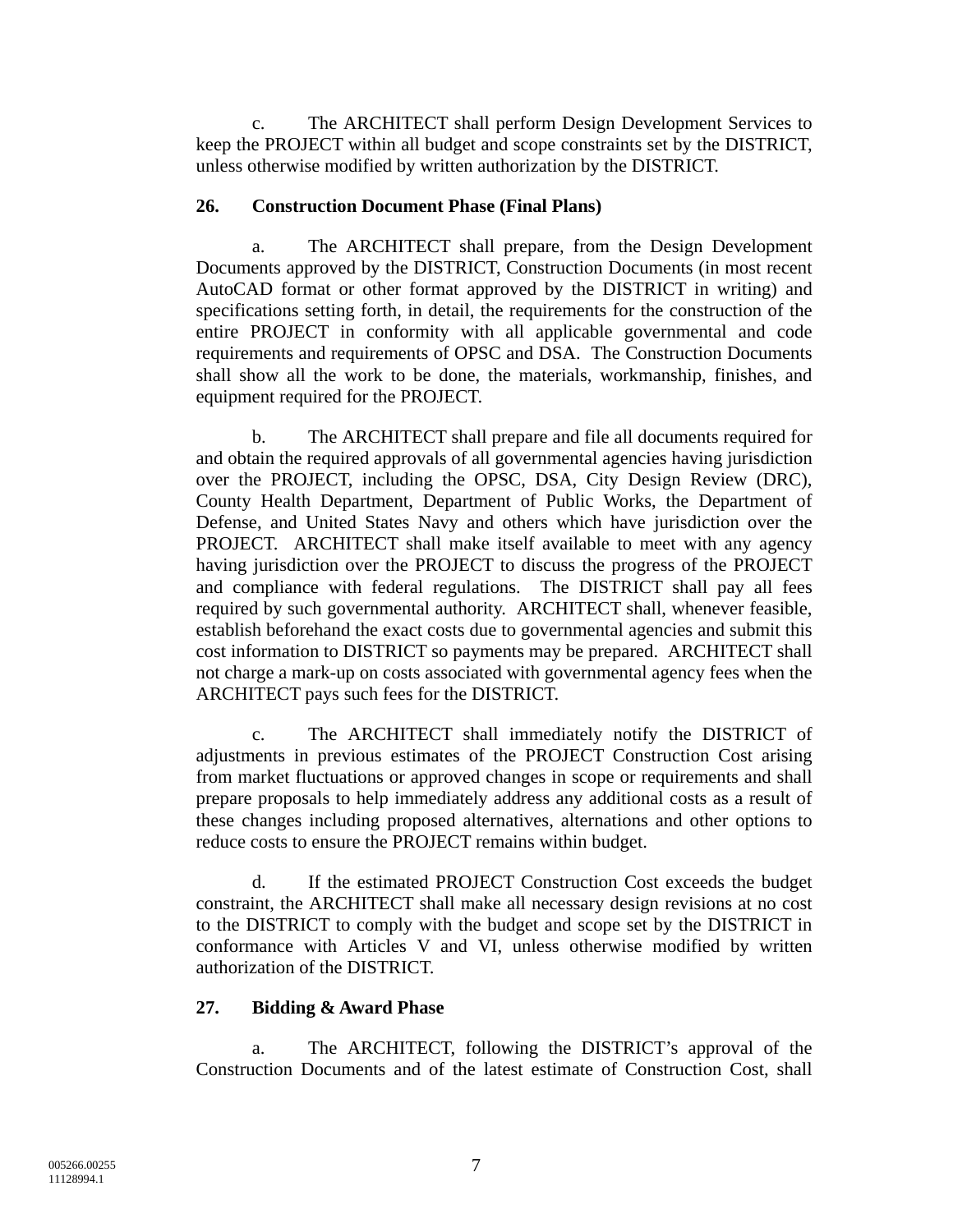c. The ARCHITECT shall perform Design Development Services to keep the PROJECT within all budget and scope constraints set by the DISTRICT, unless otherwise modified by written authorization by the DISTRICT.

**26. Construction Document Phase (Final Plans)**

a. The ARCHITECT shall prepare, from the Design Development Documents approved by the DISTRICT, Construction Documents (in most recent AutoCAD format or other format approved by the DISTRICT in writing) and specifications setting forth, in detail, the requirements for the construction of the entire PROJECT in conformity with all applicable governmental and code requirements and requirements of OPSC and DSA. The Construction Documents shall show all the work to be done, the materials, workmanship, finishes, and equipment required for the PROJECT.

b. The ARCHITECT shall prepare and file all documents required for and obtain the required approvals of all governmental agencies having jurisdiction over the PROJECT, including the OPSC, DSA, City Design Review (DRC), County Health Department, Department of Public Works, the Department of Defense, and United States Navy and others which have jurisdiction over the PROJECT. ARCHITECT shall make itself available to meet with any agency having jurisdiction over the PROJECT to discuss the progress of the PROJECT and compliance with federal regulations. The DISTRICT shall pay all fees required by such governmental authority. ARCHITECT shall, whenever feasible, establish beforehand the exact costs due to governmental agencies and submit this cost information to DISTRICT so payments may be prepared. ARCHITECT shall not charge a mark-up on costs associated with governmental agency fees when the ARCHITECT pays such fees for the DISTRICT.

c. The ARCHITECT shall immediately notify the DISTRICT of adjustments in previous estimates of the PROJECT Construction Cost arising from market fluctuations or approved changes in scope or requirements and shall prepare proposals to help immediately address any additional costs as a result of these changes including proposed alternatives, alternations and other options to reduce costs to ensure the PROJECT remains within budget.

d. If the estimated PROJECT Construction Cost exceeds the budget constraint, the ARCHITECT shall make all necessary design revisions at no cost to the DISTRICT to comply with the budget and scope set by the DISTRICT in conformance with Articles V and VI, unless otherwise modified by written authorization of the DISTRICT.

**27. Bidding & Award Phase**

a. The ARCHITECT, following the DISTRICT's approval of the Construction Documents and of the latest estimate of Construction Cost, shall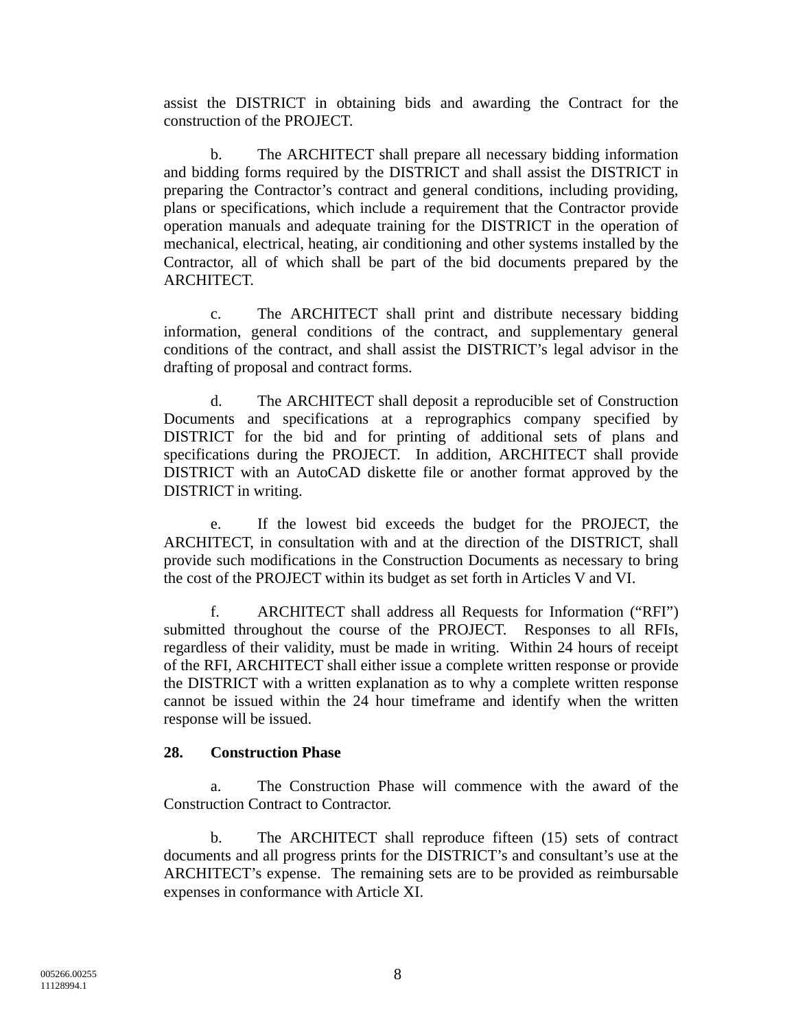assist the DISTRICT in obtaining bids and awarding the Contract for the construction of the PROJECT.

b. The ARCHITECT shall prepare all necessary bidding information and bidding forms required by the DISTRICT and shall assist the DISTRICT in preparing the Contractor's contract and general conditions, including providing, plans or specifications, which include a requirement that the Contractor provide operation manuals and adequate training for the DISTRICT in the operation of mechanical, electrical, heating, air conditioning and other systems installed by the Contractor, all of which shall be part of the bid documents prepared by the ARCHITECT.

c. The ARCHITECT shall print and distribute necessary bidding information, general conditions of the contract, and supplementary general conditions of the contract, and shall assist the DISTRICT's legal advisor in the drafting of proposal and contract forms.

d. The ARCHITECT shall deposit a reproducible set of Construction Documents and specifications at a reprographics company specified by DISTRICT for the bid and for printing of additional sets of plans and specifications during the PROJECT. In addition, ARCHITECT shall provide DISTRICT with an AutoCAD diskette file or another format approved by the DISTRICT in writing.

e. If the lowest bid exceeds the budget for the PROJECT, the ARCHITECT, in consultation with and at the direction of the DISTRICT, shall provide such modifications in the Construction Documents as necessary to bring the cost of the PROJECT within its budget as set forth in Articles V and VI.

f. ARCHITECT shall address all Requests for Information ("RFI") submitted throughout the course of the PROJECT. Responses to all RFIs, regardless of their validity, must be made in writing. Within 24 hours of receipt of the RFI, ARCHITECT shall either issue a complete written response or provide the DISTRICT with a written explanation as to why a complete written response cannot be issued within the 24 hour timeframe and identify when the written response will be issued.

**28. Construction Phase**

a. The Construction Phase will commence with the award of the Construction Contract to Contractor.

b. The ARCHITECT shall reproduce fifteen (15) sets of contract documents and all progress prints for the DISTRICT's and consultant's use at the ARCHITECT's expense. The remaining sets are to be provided as reimbursable expenses in conformance with Article XI.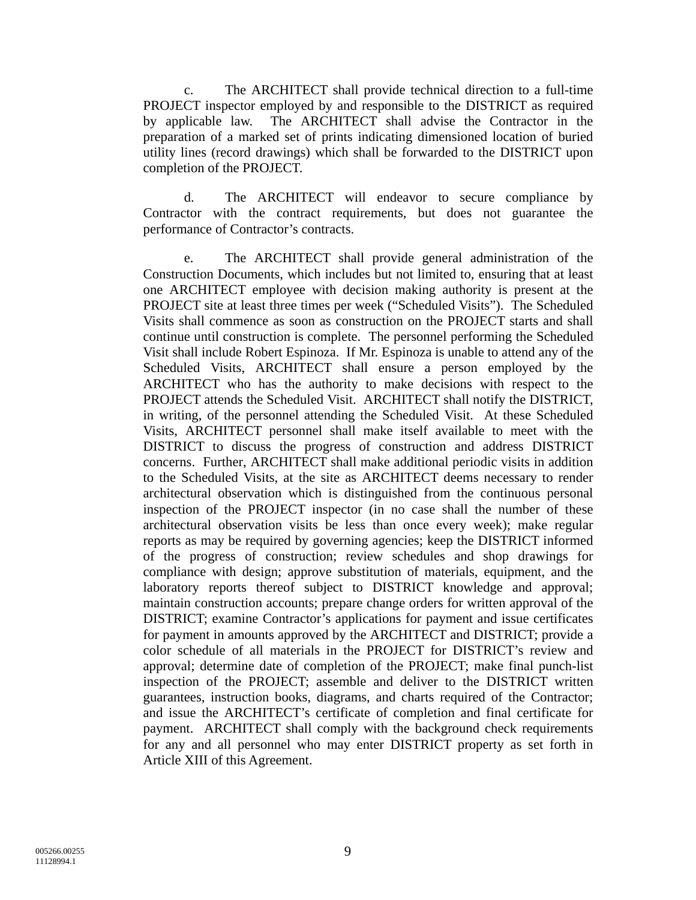c. The ARCHITECT shall provide technical direction to a full-time PROJECT inspector employed by and responsible to the DISTRICT as required by applicable law. The ARCHITECT shall advise the Contractor in the preparation of a marked set of prints indicating dimensioned location of buried utility lines (record drawings) which shall be forwarded to the DISTRICT upon completion of the PROJECT.

d. The ARCHITECT will endeavor to secure compliance by Contractor with the contract requirements, but does not guarantee the performance of Contractor's contracts.

e. The ARCHITECT shall provide general administration of the Construction Documents, which includes but not limited to, ensuring that at least one ARCHITECT employee with decision making authority is present at the PROJECT site at least three times per week ("Scheduled Visits"). The Scheduled Visits shall commence as soon as construction on the PROJECT starts and shall continue until construction is complete. The personnel performing the Scheduled Visit shall include Robert Espinoza. If Mr. Espinoza is unable to attend any of the Scheduled Visits, ARCHITECT shall ensure a person employed by the ARCHITECT who has the authority to make decisions with respect to the PROJECT attends the Scheduled Visit. ARCHITECT shall notify the DISTRICT, in writing, of the personnel attending the Scheduled Visit. At these Scheduled Visits, ARCHITECT personnel shall make itself available to meet with the DISTRICT to discuss the progress of construction and address DISTRICT concerns. Further, ARCHITECT shall make additional periodic visits in addition to the Scheduled Visits, at the site as ARCHITECT deems necessary to render architectural observation which is distinguished from the continuous personal inspection of the PROJECT inspector (in no case shall the number of these architectural observation visits be less than once every week); make regular reports as may be required by governing agencies; keep the DISTRICT informed of the progress of construction; review schedules and shop drawings for compliance with design; approve substitution of materials, equipment, and the laboratory reports thereof subject to DISTRICT knowledge and approval; maintain construction accounts; prepare change orders for written approval of the DISTRICT; examine Contractor's applications for payment and issue certificates for payment in amounts approved by the ARCHITECT and DISTRICT; provide a color schedule of all materials in the PROJECT for DISTRICT's review and approval; determine date of completion of the PROJECT; make final punch-list inspection of the PROJECT; assemble and deliver to the DISTRICT written guarantees, instruction books, diagrams, and charts required of the Contractor; and issue the ARCHITECT's certificate of completion and final certificate for payment. ARCHITECT shall comply with the background check requirements for any and all personnel who may enter DISTRICT property as set forth in Article XIII of this Agreement.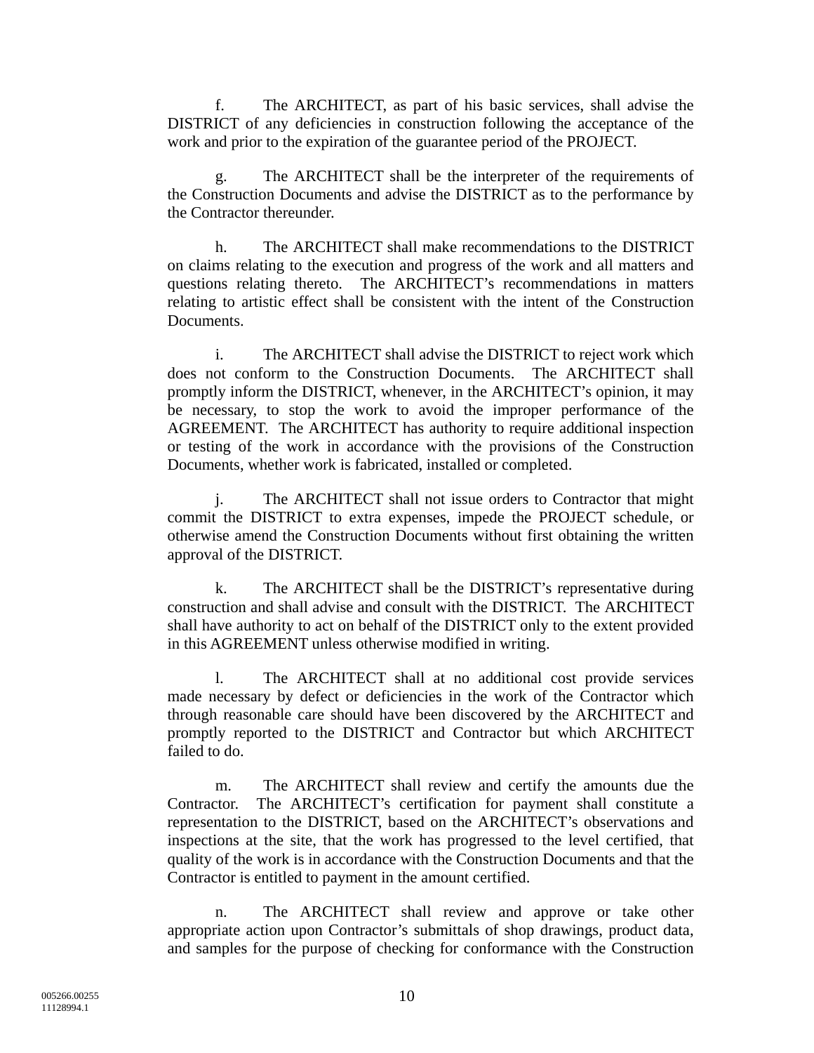f. The ARCHITECT, as part of his basic services, shall advise the DISTRICT of any deficiencies in construction following the acceptance of the work and prior to the expiration of the guarantee period of the PROJECT.

g. The ARCHITECT shall be the interpreter of the requirements of the Construction Documents and advise the DISTRICT as to the performance by the Contractor thereunder.

h. The ARCHITECT shall make recommendations to the DISTRICT on claims relating to the execution and progress of the work and all matters and questions relating thereto. The ARCHITECT's recommendations in matters relating to artistic effect shall be consistent with the intent of the Construction Documents.

i. The ARCHITECT shall advise the DISTRICT to reject work which does not conform to the Construction Documents. The ARCHITECT shall promptly inform the DISTRICT, whenever, in the ARCHITECT's opinion, it may be necessary, to stop the work to avoid the improper performance of the AGREEMENT. The ARCHITECT has authority to require additional inspection or testing of the work in accordance with the provisions of the Construction Documents, whether work is fabricated, installed or completed.

j. The ARCHITECT shall not issue orders to Contractor that might commit the DISTRICT to extra expenses, impede the PROJECT schedule, or otherwise amend the Construction Documents without first obtaining the written approval of the DISTRICT.

k. The ARCHITECT shall be the DISTRICT's representative during construction and shall advise and consult with the DISTRICT. The ARCHITECT shall have authority to act on behalf of the DISTRICT only to the extent provided in this AGREEMENT unless otherwise modified in writing.

l. The ARCHITECT shall at no additional cost provide services made necessary by defect or deficiencies in the work of the Contractor which through reasonable care should have been discovered by the ARCHITECT and promptly reported to the DISTRICT and Contractor but which ARCHITECT failed to do.

m. The ARCHITECT shall review and certify the amounts due the Contractor. The ARCHITECT's certification for payment shall constitute a representation to the DISTRICT, based on the ARCHITECT's observations and inspections at the site, that the work has progressed to the level certified, that quality of the work is in accordance with the Construction Documents and that the Contractor is entitled to payment in the amount certified.

n. The ARCHITECT shall review and approve or take other appropriate action upon Contractor's submittals of shop drawings, product data, and samples for the purpose of checking for conformance with the Construction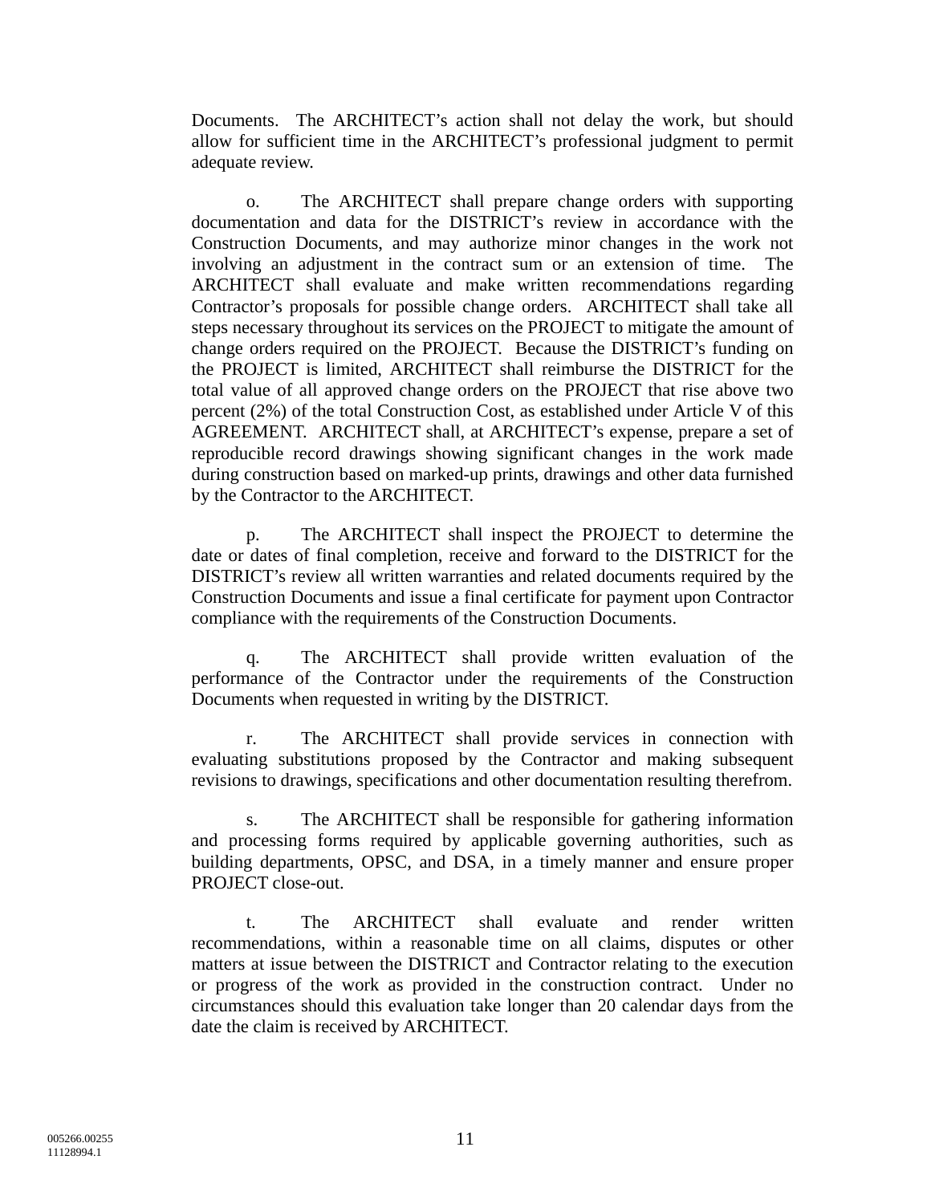Documents. The ARCHITECT's action shall not delay the work, but should allow for sufficient time in the ARCHITECT's professional judgment to permit adequate review.

o. The ARCHITECT shall prepare change orders with supporting documentation and data for the DISTRICT's review in accordance with the Construction Documents, and may authorize minor changes in the work not involving an adjustment in the contract sum or an extension of time. The ARCHITECT shall evaluate and make written recommendations regarding Contractor's proposals for possible change orders. ARCHITECT shall take all steps necessary throughout its services on the PROJECT to mitigate the amount of change orders required on the PROJECT. Because the DISTRICT's funding on the PROJECT is limited, ARCHITECT shall reimburse the DISTRICT for the total value of all approved change orders on the PROJECT that rise above two percent (2%) of the total Construction Cost, as established under Article V of this AGREEMENT. ARCHITECT shall, at ARCHITECT's expense, prepare a set of reproducible record drawings showing significant changes in the work made during construction based on marked-up prints, drawings and other data furnished by the Contractor to the ARCHITECT.

p. The ARCHITECT shall inspect the PROJECT to determine the date or dates of final completion, receive and forward to the DISTRICT for the DISTRICT's review all written warranties and related documents required by the Construction Documents and issue a final certificate for payment upon Contractor compliance with the requirements of the Construction Documents.

q. The ARCHITECT shall provide written evaluation of the performance of the Contractor under the requirements of the Construction Documents when requested in writing by the DISTRICT.

r. The ARCHITECT shall provide services in connection with evaluating substitutions proposed by the Contractor and making subsequent revisions to drawings, specifications and other documentation resulting therefrom.

s. The ARCHITECT shall be responsible for gathering information and processing forms required by applicable governing authorities, such as building departments, OPSC, and DSA, in a timely manner and ensure proper PROJECT close-out.

t. The ARCHITECT shall evaluate and render written recommendations, within a reasonable time on all claims, disputes or other matters at issue between the DISTRICT and Contractor relating to the execution or progress of the work as provided in the construction contract. Under no circumstances should this evaluation take longer than 20 calendar days from the date the claim is received by ARCHITECT.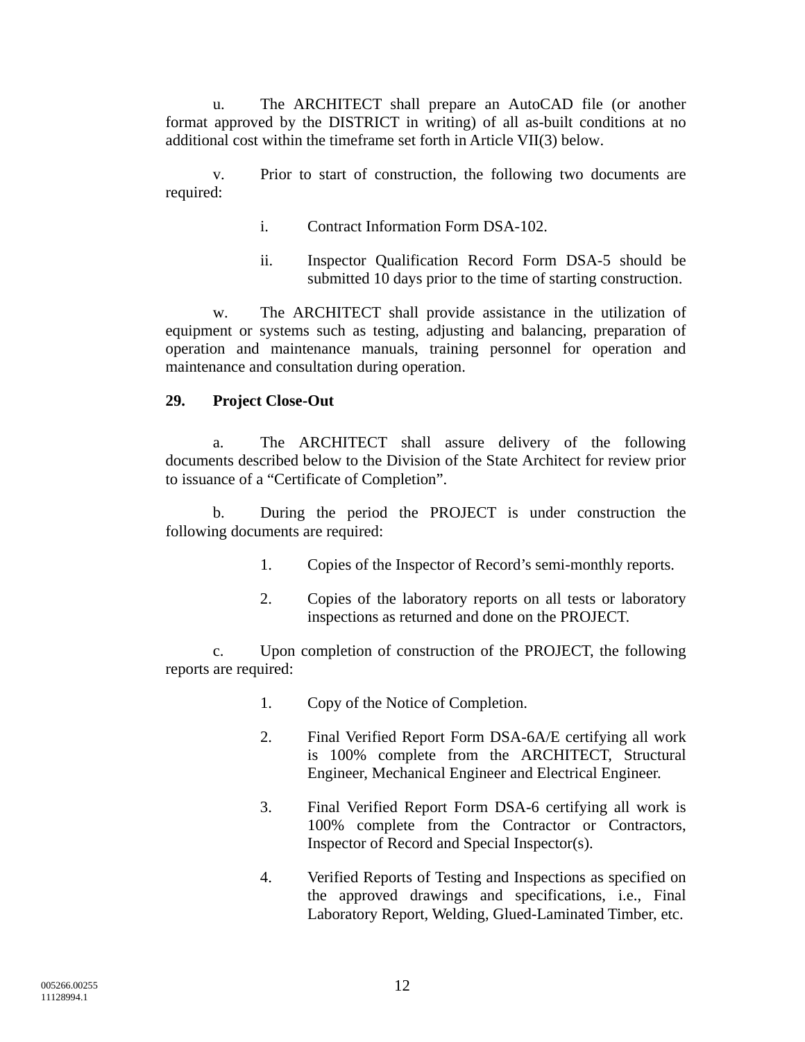u. The ARCHITECT shall prepare an AutoCAD file (or another format approved by the DISTRICT in writing) of all as-built conditions at no additional cost within the timeframe set forth in Article VII(3) below.

v. Prior to start of construction, the following two documents are required:

i. Contract Information Form DSA-102.

ii. Inspector Qualification Record Form DSA-5 should be submitted 10 days prior to the time of starting construction.

w. The ARCHITECT shall provide assistance in the utilization of equipment or systems such as testing, adjusting and balancing, preparation of operation and maintenance manuals, training personnel for operation and maintenance and consultation during operation.

**29. Project Close-Out**

a. The ARCHITECT shall assure delivery of the following documents described below to the Division of the State Architect for review prior to issuance of a "Certificate of Completion".

b. During the period the PROJECT is under construction the following documents are required:

1. Copies of the Inspector of Record's semi-monthly reports.

2. Copies of the laboratory reports on all tests or laboratory inspections as returned and done on the PROJECT.

c. Upon completion of construction of the PROJECT, the following reports are required:

1. Copy of the Notice of Completion.

2. Final Verified Report Form DSA-6A/E certifying all work is 100% complete from the ARCHITECT, Structural Engineer, Mechanical Engineer and Electrical Engineer.

3. Final Verified Report Form DSA-6 certifying all work is 100% complete from the Contractor or Contractors, Inspector of Record and Special Inspector(s).

4. Verified Reports of Testing and Inspections as specified on the approved drawings and specifications, i.e., Final Laboratory Report, Welding, Glued-Laminated Timber, etc.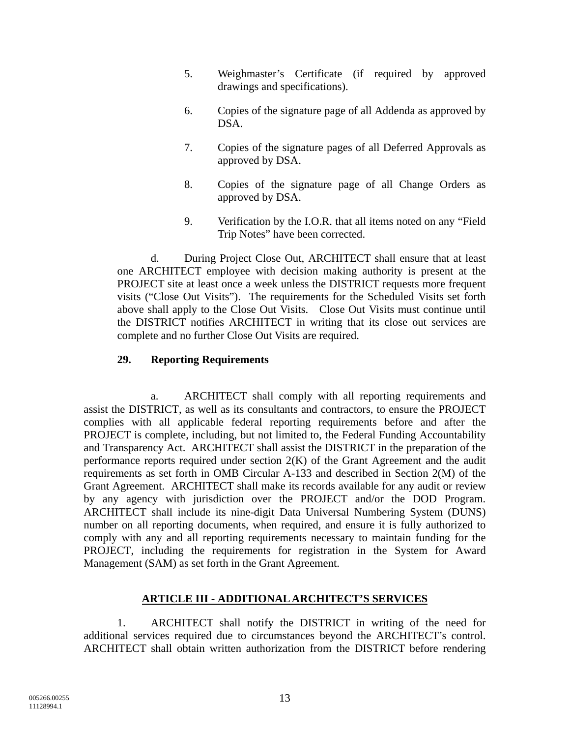5. Weighmaster's Certificate (if required by approved drawings and specifications).

6. Copies of the signature page of all Addenda as approved by DSA.

7. Copies of the signature pages of all Deferred Approvals as approved by DSA.

8. Copies of the signature page of all Change Orders as approved by DSA.

9. Verification by the I.O.R. that all items noted on any "Field Trip Notes" have been corrected.

d. During Project Close Out, ARCHITECT shall ensure that at least one ARCHITECT employee with decision making authority is present at the PROJECT site at least once a week unless the DISTRICT requests more frequent visits ("Close Out Visits"). The requirements for the Scheduled Visits set forth above shall apply to the Close Out Visits. Close Out Visits must continue until the DISTRICT notifies ARCHITECT in writing that its close out services are complete and no further Close Out Visits are required.

**29. Reporting Requirements**

a. ARCHITECT shall comply with all reporting requirements and assist the DISTRICT, as well as its consultants and contractors, to ensure the PROJECT complies with all applicable federal reporting requirements before and after the PROJECT is complete, including, but not limited to, the Federal Funding Accountability and Transparency Act. ARCHITECT shall assist the DISTRICT in the preparation of the performance reports required under section 2(K) of the Grant Agreement and the audit requirements as set forth in OMB Circular A-133 and described in Section 2(M) of the Grant Agreement. ARCHITECT shall make its records available for any audit or review by any agency with jurisdiction over the PROJECT and/or the DOD Program. ARCHITECT shall include its nine-digit Data Universal Numbering System (DUNS) number on all reporting documents, when required, and ensure it is fully authorized to comply with any and all reporting requirements necessary to maintain funding for the PROJECT, including the requirements for registration in the System for Award Management (SAM) as set forth in the Grant Agreement.

## ARTICLE III - ADDITIONAL ARCHITECT'S SERVICES

1. ARCHITECT shall notify the DISTRICT in writing of the need for additional services required due to circumstances beyond the ARCHITECT's control. ARCHITECT shall obtain written authorization from the DISTRICT before rendering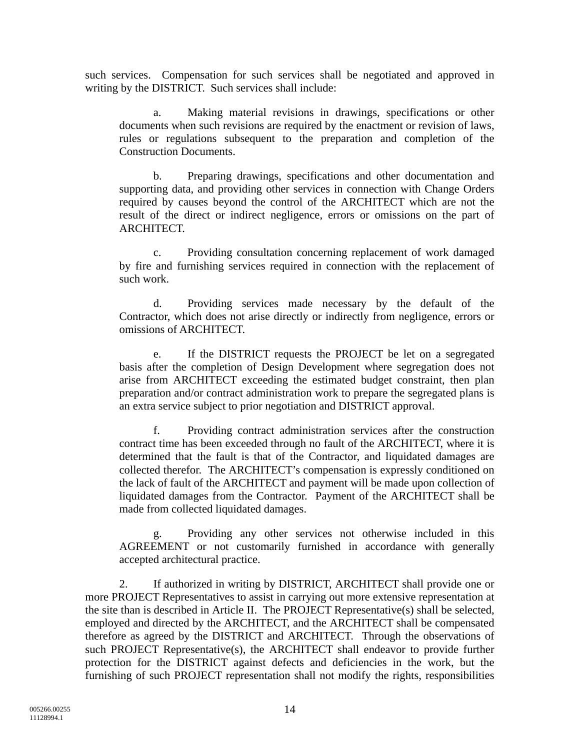such services. Compensation for such services shall be negotiated and approved in writing by the DISTRICT. Such services shall include:

a. Making material revisions in drawings, specifications or other documents when such revisions are required by the enactment or revision of laws, rules or regulations subsequent to the preparation and completion of the Construction Documents.

b. Preparing drawings, specifications and other documentation and supporting data, and providing other services in connection with Change Orders required by causes beyond the control of the ARCHITECT which are not the result of the direct or indirect negligence, errors or omissions on the part of ARCHITECT.

c. Providing consultation concerning replacement of work damaged by fire and furnishing services required in connection with the replacement of such work.

d. Providing services made necessary by the default of the Contractor, which does not arise directly or indirectly from negligence, errors or omissions of ARCHITECT.

e. If the DISTRICT requests the PROJECT be let on a segregated basis after the completion of Design Development where segregation does not arise from ARCHITECT exceeding the estimated budget constraint, then plan preparation and/or contract administration work to prepare the segregated plans is an extra service subject to prior negotiation and DISTRICT approval.

f. Providing contract administration services after the construction contract time has been exceeded through no fault of the ARCHITECT, where it is determined that the fault is that of the Contractor, and liquidated damages are collected therefor. The ARCHITECT's compensation is expressly conditioned on the lack of fault of the ARCHITECT and payment will be made upon collection of liquidated damages from the Contractor. Payment of the ARCHITECT shall be made from collected liquidated damages.

g. Providing any other services not otherwise included in this AGREEMENT or not customarily furnished in accordance with generally accepted architectural practice.

2. If authorized in writing by DISTRICT, ARCHITECT shall provide one or more PROJECT Representatives to assist in carrying out more extensive representation at the site than is described in Article II. The PROJECT Representative(s) shall be selected, employed and directed by the ARCHITECT, and the ARCHITECT shall be compensated therefore as agreed by the DISTRICT and ARCHITECT. Through the observations of such PROJECT Representative(s), the ARCHITECT shall endeavor to provide further protection for the DISTRICT against defects and deficiencies in the work, but the furnishing of such PROJECT representation shall not modify the rights, responsibilities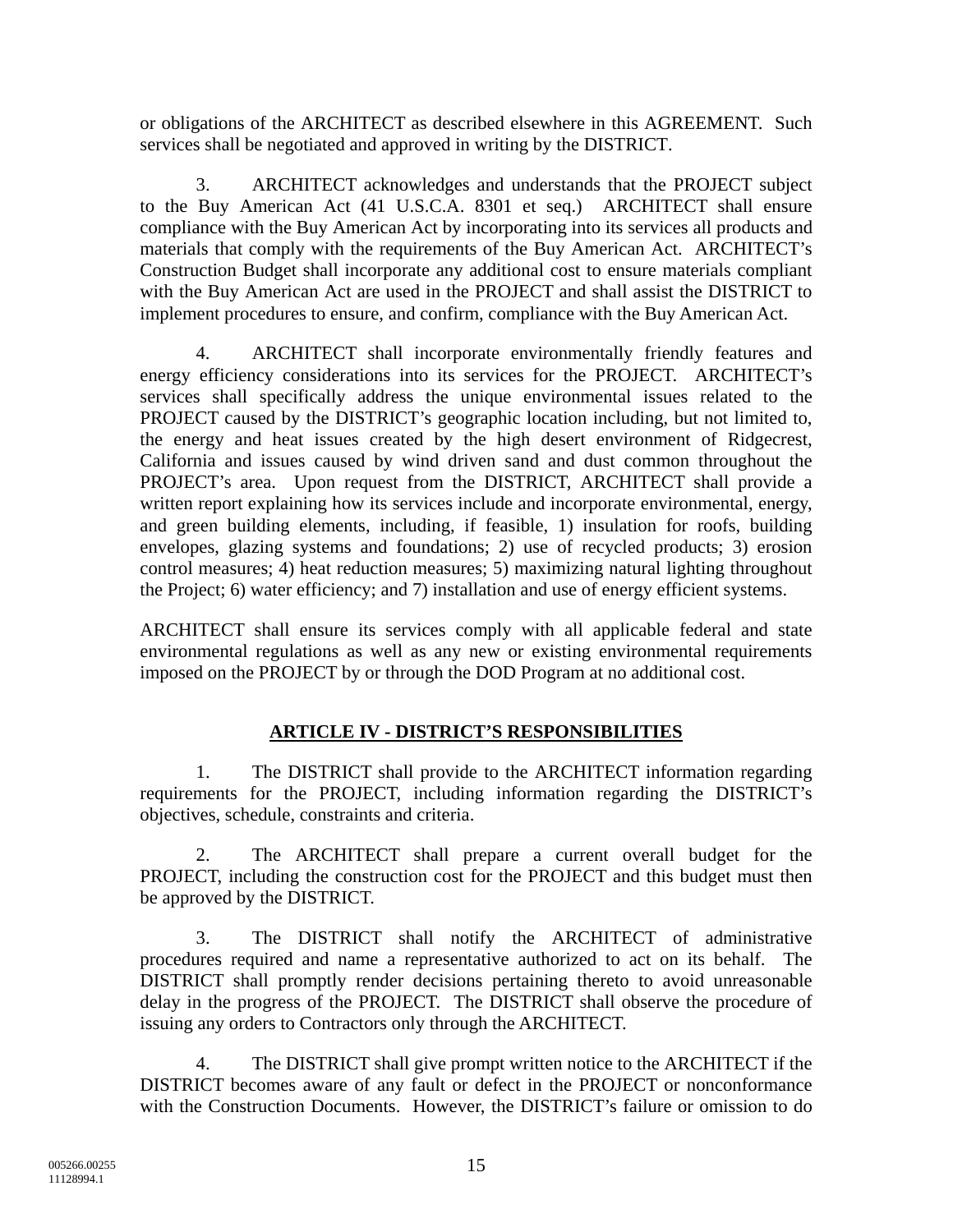or obligations of the ARCHITECT as described elsewhere in this AGREEMENT. Such services shall be negotiated and approved in writing by the DISTRICT.

3. ARCHITECT acknowledges and understands that the PROJECT subject to the Buy American Act (41 U.S.C.A. 8301 et seq.) ARCHITECT shall ensure compliance with the Buy American Act by incorporating into its services all products and materials that comply with the requirements of the Buy American Act. ARCHITECT's Construction Budget shall incorporate any additional cost to ensure materials compliant with the Buy American Act are used in the PROJECT and shall assist the DISTRICT to implement procedures to ensure, and confirm, compliance with the Buy American Act.

4. ARCHITECT shall incorporate environmentally friendly features and energy efficiency considerations into its services for the PROJECT. ARCHITECT's services shall specifically address the unique environmental issues related to the PROJECT caused by the DISTRICT's geographic location including, but not limited to, the energy and heat issues created by the high desert environment of Ridgecrest, California and issues caused by wind driven sand and dust common throughout the PROJECT's area. Upon request from the DISTRICT, ARCHITECT shall provide a written report explaining how its services include and incorporate environmental, energy, and green building elements, including, if feasible, 1) insulation for roofs, building envelopes, glazing systems and foundations; 2) use of recycled products; 3) erosion control measures; 4) heat reduction measures; 5) maximizing natural lighting throughout the Project; 6) water efficiency; and 7) installation and use of energy efficient systems.

ARCHITECT shall ensure its services comply with all applicable federal and state environmental regulations as well as any new or existing environmental requirements imposed on the PROJECT by or through the DOD Program at no additional cost.

## ARTICLE IV - DISTRICT'S RESPONSIBILITIES

1. The DISTRICT shall provide to the ARCHITECT information regarding requirements for the PROJECT, including information regarding the DISTRICT's objectives, schedule, constraints and criteria.

2. The ARCHITECT shall prepare a current overall budget for the PROJECT, including the construction cost for the PROJECT and this budget must then be approved by the DISTRICT.

3. The DISTRICT shall notify the ARCHITECT of administrative procedures required and name a representative authorized to act on its behalf. The DISTRICT shall promptly render decisions pertaining thereto to avoid unreasonable delay in the progress of the PROJECT. The DISTRICT shall observe the procedure of issuing any orders to Contractors only through the ARCHITECT.

4. The DISTRICT shall give prompt written notice to the ARCHITECT if the DISTRICT becomes aware of any fault or defect in the PROJECT or nonconformance with the Construction Documents. However, the DISTRICT's failure or omission to do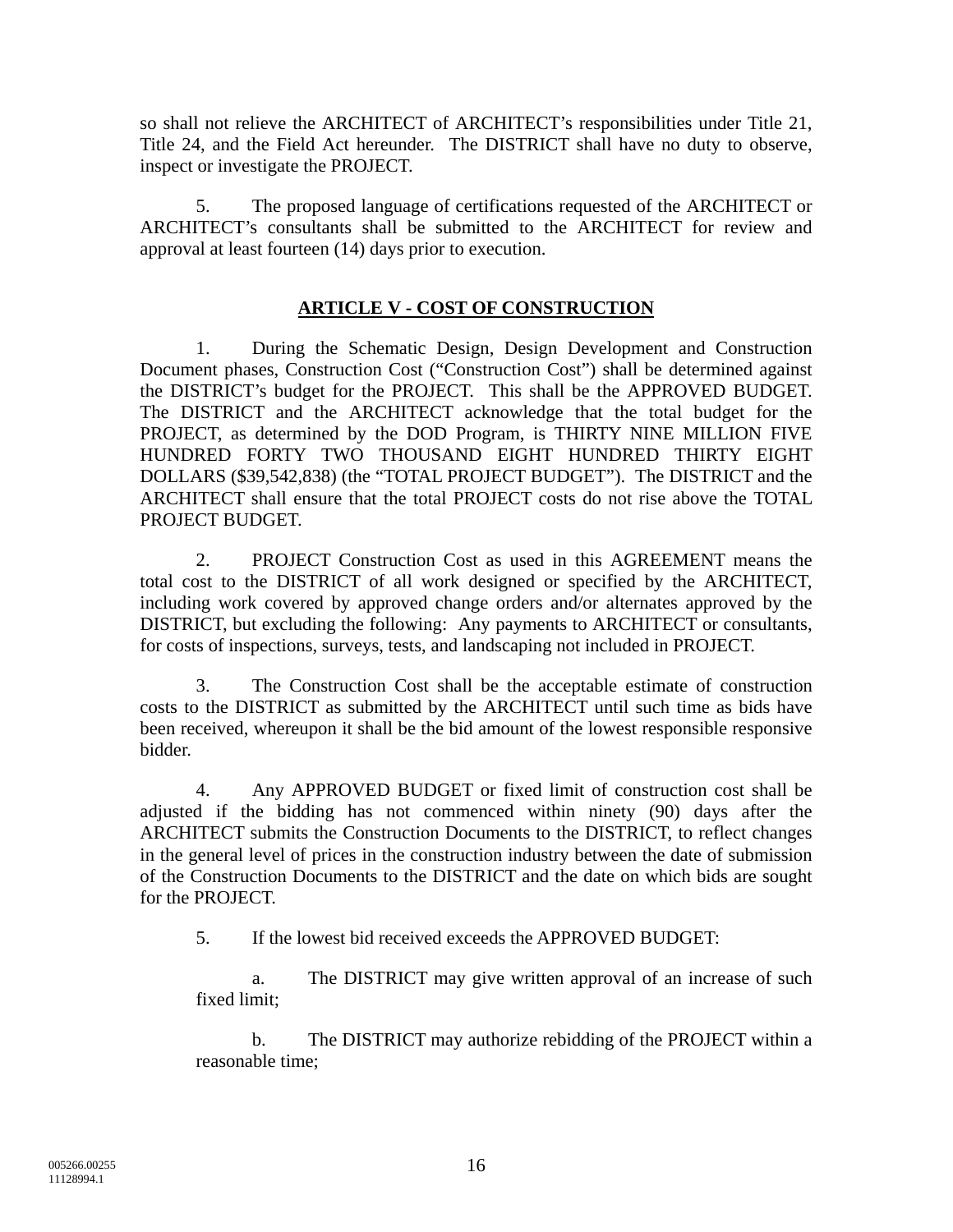so shall not relieve the ARCHITECT of ARCHITECT's responsibilities under Title 21, Title 24, and the Field Act hereunder. The DISTRICT shall have no duty to observe, inspect or investigate the PROJECT.

5. The proposed language of certifications requested of the ARCHITECT or ARCHITECT's consultants shall be submitted to the ARCHITECT for review and approval at least fourteen (14) days prior to execution.

## ARTICLE V - COST OF CONSTRUCTION

1. During the Schematic Design, Design Development and Construction Document phases, Construction Cost ("Construction Cost") shall be determined against the DISTRICT's budget for the PROJECT. This shall be the APPROVED BUDGET. The DISTRICT and the ARCHITECT acknowledge that the total budget for the PROJECT, as determined by the DOD Program, is THIRTY NINE MILLION FIVE HUNDRED FORTY TWO THOUSAND EIGHT HUNDRED THIRTY EIGHT DOLLARS ($39,542,838) (the "TOTAL PROJECT BUDGET"). The DISTRICT and the ARCHITECT shall ensure that the total PROJECT costs do not rise above the TOTAL PROJECT BUDGET.

2. PROJECT Construction Cost as used in this AGREEMENT means the total cost to the DISTRICT of all work designed or specified by the ARCHITECT, including work covered by approved change orders and/or alternates approved by the DISTRICT, but excluding the following: Any payments to ARCHITECT or consultants, for costs of inspections, surveys, tests, and landscaping not included in PROJECT.

3. The Construction Cost shall be the acceptable estimate of construction costs to the DISTRICT as submitted by the ARCHITECT until such time as bids have been received, whereupon it shall be the bid amount of the lowest responsible responsive bidder.

4. Any APPROVED BUDGET or fixed limit of construction cost shall be adjusted if the bidding has not commenced within ninety (90) days after the ARCHITECT submits the Construction Documents to the DISTRICT, to reflect changes in the general level of prices in the construction industry between the date of submission of the Construction Documents to the DISTRICT and the date on which bids are sought for the PROJECT.

5. If the lowest bid received exceeds the APPROVED BUDGET:

a. The DISTRICT may give written approval of an increase of such fixed limit;

b. The DISTRICT may authorize rebidding of the PROJECT within a reasonable time;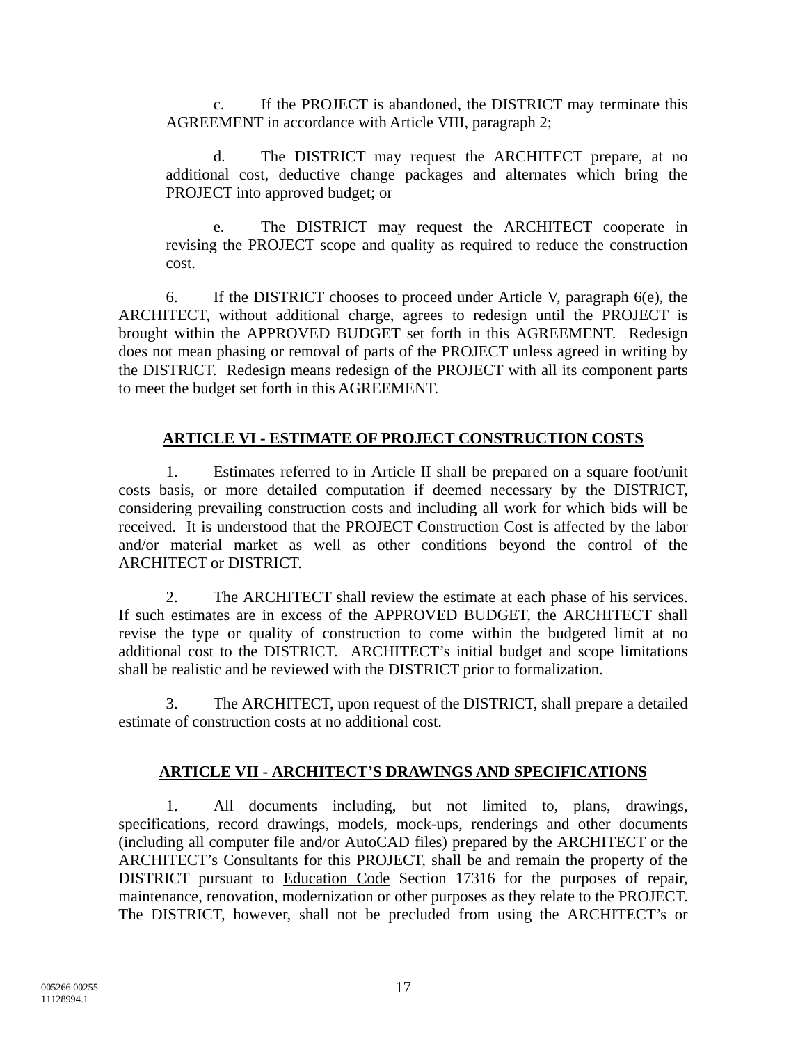c. If the PROJECT is abandoned, the DISTRICT may terminate this AGREEMENT in accordance with Article VIII, paragraph 2;

d. The DISTRICT may request the ARCHITECT prepare, at no additional cost, deductive change packages and alternates which bring the PROJECT into approved budget; or

e. The DISTRICT may request the ARCHITECT cooperate in revising the PROJECT scope and quality as required to reduce the construction cost.

6. If the DISTRICT chooses to proceed under Article V, paragraph 6(e), the ARCHITECT, without additional charge, agrees to redesign until the PROJECT is brought within the APPROVED BUDGET set forth in this AGREEMENT. Redesign does not mean phasing or removal of parts of the PROJECT unless agreed in writing by the DISTRICT. Redesign means redesign of the PROJECT with all its component parts to meet the budget set forth in this AGREEMENT.

## ARTICLE VI - ESTIMATE OF PROJECT CONSTRUCTION COSTS

1. Estimates referred to in Article II shall be prepared on a square foot/unit costs basis, or more detailed computation if deemed necessary by the DISTRICT, considering prevailing construction costs and including all work for which bids will be received. It is understood that the PROJECT Construction Cost is affected by the labor and/or material market as well as other conditions beyond the control of the ARCHITECT or DISTRICT.

2. The ARCHITECT shall review the estimate at each phase of his services. If such estimates are in excess of the APPROVED BUDGET, the ARCHITECT shall revise the type or quality of construction to come within the budgeted limit at no additional cost to the DISTRICT. ARCHITECT's initial budget and scope limitations shall be realistic and be reviewed with the DISTRICT prior to formalization.

3. The ARCHITECT, upon request of the DISTRICT, shall prepare a detailed estimate of construction costs at no additional cost.

## ARTICLE VII - ARCHITECT'S DRAWINGS AND SPECIFICATIONS

1. All documents including, but not limited to, plans, drawings, specifications, record drawings, models, mock-ups, renderings and other documents (including all computer file and/or AutoCAD files) prepared by the ARCHITECT or the ARCHITECT's Consultants for this PROJECT, shall be and remain the property of the DISTRICT pursuant to Education Code Section 17316 for the purposes of repair, maintenance, renovation, modernization or other purposes as they relate to the PROJECT. The DISTRICT, however, shall not be precluded from using the ARCHITECT's or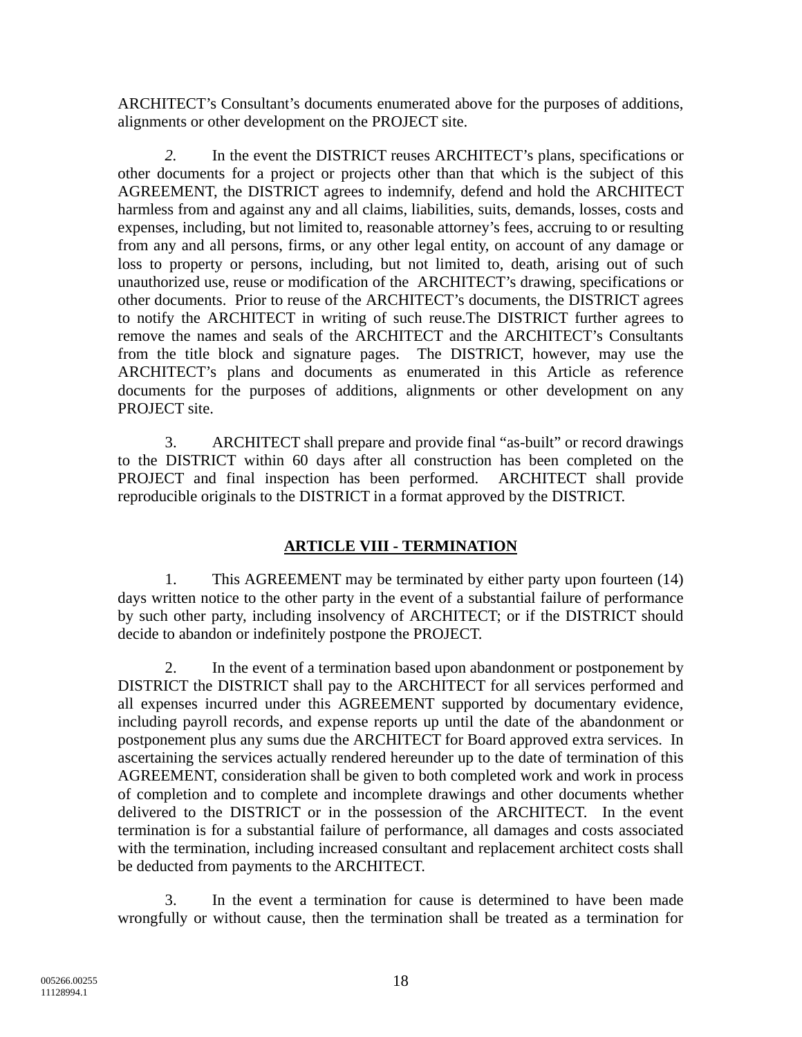ARCHITECT's Consultant's documents enumerated above for the purposes of additions, alignments or other development on the PROJECT site.

*2.* In the event the DISTRICT reuses ARCHITECT's plans, specifications or other documents for a project or projects other than that which is the subject of this AGREEMENT, the DISTRICT agrees to indemnify, defend and hold the ARCHITECT harmless from and against any and all claims, liabilities, suits, demands, losses, costs and expenses, including, but not limited to, reasonable attorney's fees, accruing to or resulting from any and all persons, firms, or any other legal entity, on account of any damage or loss to property or persons, including, but not limited to, death, arising out of such unauthorized use, reuse or modification of the ARCHITECT's drawing, specifications or other documents. Prior to reuse of the ARCHITECT's documents, the DISTRICT agrees to notify the ARCHITECT in writing of such reuse.The DISTRICT further agrees to remove the names and seals of the ARCHITECT and the ARCHITECT's Consultants from the title block and signature pages. The DISTRICT, however, may use the ARCHITECT's plans and documents as enumerated in this Article as reference documents for the purposes of additions, alignments or other development on any PROJECT site.

3. ARCHITECT shall prepare and provide final "as-built" or record drawings to the DISTRICT within 60 days after all construction has been completed on the PROJECT and final inspection has been performed. ARCHITECT shall provide reproducible originals to the DISTRICT in a format approved by the DISTRICT.

## ARTICLE VIII - TERMINATION

1. This AGREEMENT may be terminated by either party upon fourteen (14) days written notice to the other party in the event of a substantial failure of performance by such other party, including insolvency of ARCHITECT; or if the DISTRICT should decide to abandon or indefinitely postpone the PROJECT.

2. In the event of a termination based upon abandonment or postponement by DISTRICT the DISTRICT shall pay to the ARCHITECT for all services performed and all expenses incurred under this AGREEMENT supported by documentary evidence, including payroll records, and expense reports up until the date of the abandonment or postponement plus any sums due the ARCHITECT for Board approved extra services. In ascertaining the services actually rendered hereunder up to the date of termination of this AGREEMENT, consideration shall be given to both completed work and work in process of completion and to complete and incomplete drawings and other documents whether delivered to the DISTRICT or in the possession of the ARCHITECT. In the event termination is for a substantial failure of performance, all damages and costs associated with the termination, including increased consultant and replacement architect costs shall be deducted from payments to the ARCHITECT.

3. In the event a termination for cause is determined to have been made wrongfully or without cause, then the termination shall be treated as a termination for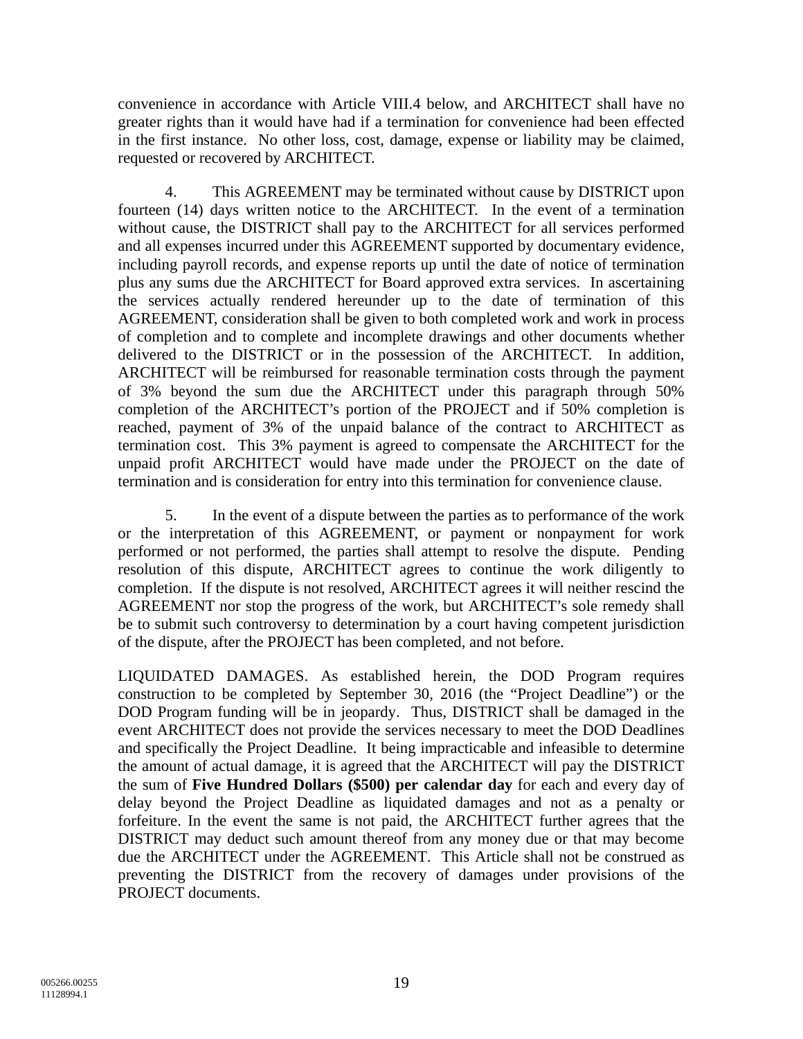convenience in accordance with Article VIII.4 below, and ARCHITECT shall have no greater rights than it would have had if a termination for convenience had been effected in the first instance. No other loss, cost, damage, expense or liability may be claimed, requested or recovered by ARCHITECT.

4. This AGREEMENT may be terminated without cause by DISTRICT upon fourteen (14) days written notice to the ARCHITECT. In the event of a termination without cause, the DISTRICT shall pay to the ARCHITECT for all services performed and all expenses incurred under this AGREEMENT supported by documentary evidence, including payroll records, and expense reports up until the date of notice of termination plus any sums due the ARCHITECT for Board approved extra services. In ascertaining the services actually rendered hereunder up to the date of termination of this AGREEMENT, consideration shall be given to both completed work and work in process of completion and to complete and incomplete drawings and other documents whether delivered to the DISTRICT or in the possession of the ARCHITECT. In addition, ARCHITECT will be reimbursed for reasonable termination costs through the payment of 3% beyond the sum due the ARCHITECT under this paragraph through 50% completion of the ARCHITECT's portion of the PROJECT and if 50% completion is reached, payment of 3% of the unpaid balance of the contract to ARCHITECT as termination cost. This 3% payment is agreed to compensate the ARCHITECT for the unpaid profit ARCHITECT would have made under the PROJECT on the date of termination and is consideration for entry into this termination for convenience clause.

5. In the event of a dispute between the parties as to performance of the work or the interpretation of this AGREEMENT, or payment or nonpayment for work performed or not performed, the parties shall attempt to resolve the dispute. Pending resolution of this dispute, ARCHITECT agrees to continue the work diligently to completion. If the dispute is not resolved, ARCHITECT agrees it will neither rescind the AGREEMENT nor stop the progress of the work, but ARCHITECT's sole remedy shall be to submit such controversy to determination by a court having competent jurisdiction of the dispute, after the PROJECT has been completed, and not before.

LIQUIDATED DAMAGES. As established herein, the DOD Program requires construction to be completed by September 30, 2016 (the "Project Deadline") or the DOD Program funding will be in jeopardy. Thus, DISTRICT shall be damaged in the event ARCHITECT does not provide the services necessary to meet the DOD Deadlines and specifically the Project Deadline. It being impracticable and infeasible to determine the amount of actual damage, it is agreed that the ARCHITECT will pay the DISTRICT the sum of **Five Hundred Dollars ($500) per calendar day** for each and every day of delay beyond the Project Deadline as liquidated damages and not as a penalty or forfeiture. In the event the same is not paid, the ARCHITECT further agrees that the DISTRICT may deduct such amount thereof from any money due or that may become due the ARCHITECT under the AGREEMENT. This Article shall not be construed as preventing the DISTRICT from the recovery of damages under provisions of the PROJECT documents.

005266.00255
11128994.1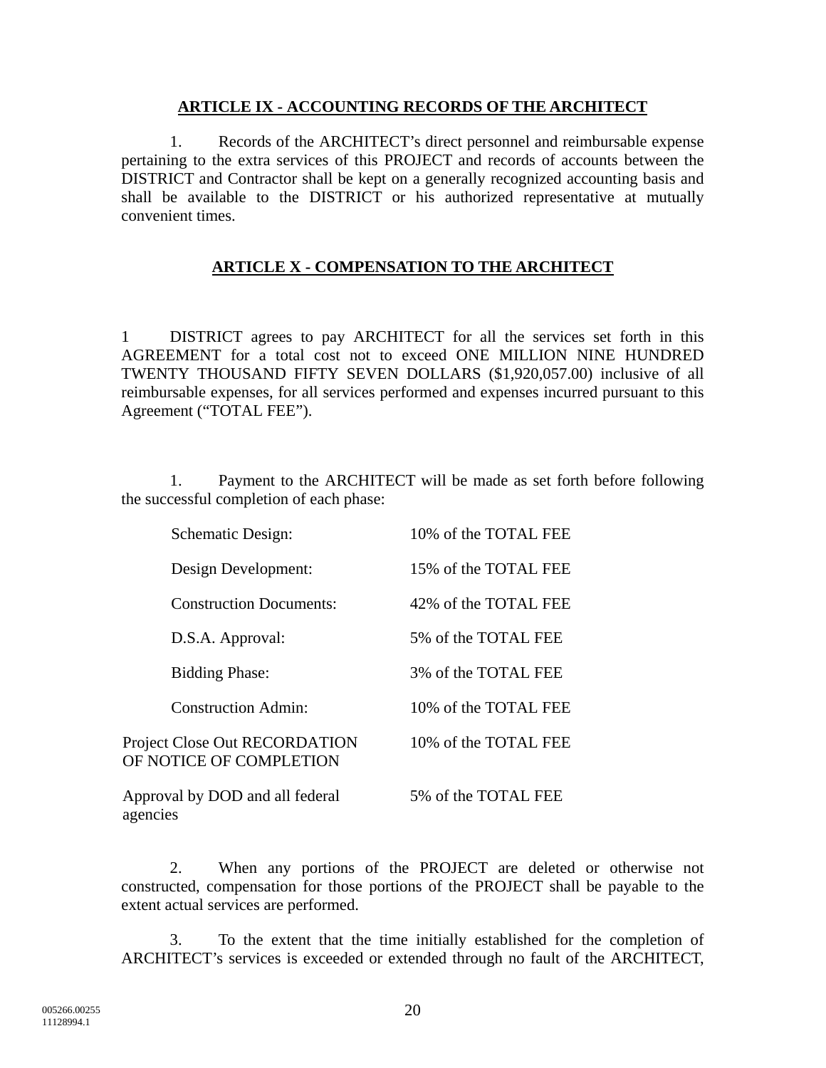## ARTICLE IX - ACCOUNTING RECORDS OF THE ARCHITECT

1. Records of the ARCHITECT's direct personnel and reimbursable expense pertaining to the extra services of this PROJECT and records of accounts between the DISTRICT and Contractor shall be kept on a generally recognized accounting basis and shall be available to the DISTRICT or his authorized representative at mutually convenient times.

## ARTICLE X - COMPENSATION TO THE ARCHITECT

1 DISTRICT agrees to pay ARCHITECT for all the services set forth in this AGREEMENT for a total cost not to exceed ONE MILLION NINE HUNDRED TWENTY THOUSAND FIFTY SEVEN DOLLARS ($1,920,057.00) inclusive of all reimbursable expenses, for all services performed and expenses incurred pursuant to this Agreement ("TOTAL FEE").

1. Payment to the ARCHITECT will be made as set forth before following the successful completion of each phase:

| | |
|---|---|
| Schematic Design: | 10% of the TOTAL FEE |
| Design Development: | 15% of the TOTAL FEE |
| Construction Documents: | 42% of the TOTAL FEE |
| D.S.A. Approval: | 5% of the TOTAL FEE |
| Bidding Phase: | 3% of the TOTAL FEE |
| Construction Admin: | 10% of the TOTAL FEE |
| Project Close Out RECORDATION OF NOTICE OF COMPLETION | 10% of the TOTAL FEE |
| Approval by DOD and all federal agencies | 5% of the TOTAL FEE |

2. When any portions of the PROJECT are deleted or otherwise not constructed, compensation for those portions of the PROJECT shall be payable to the extent actual services are performed.

3. To the extent that the time initially established for the completion of ARCHITECT's services is exceeded or extended through no fault of the ARCHITECT,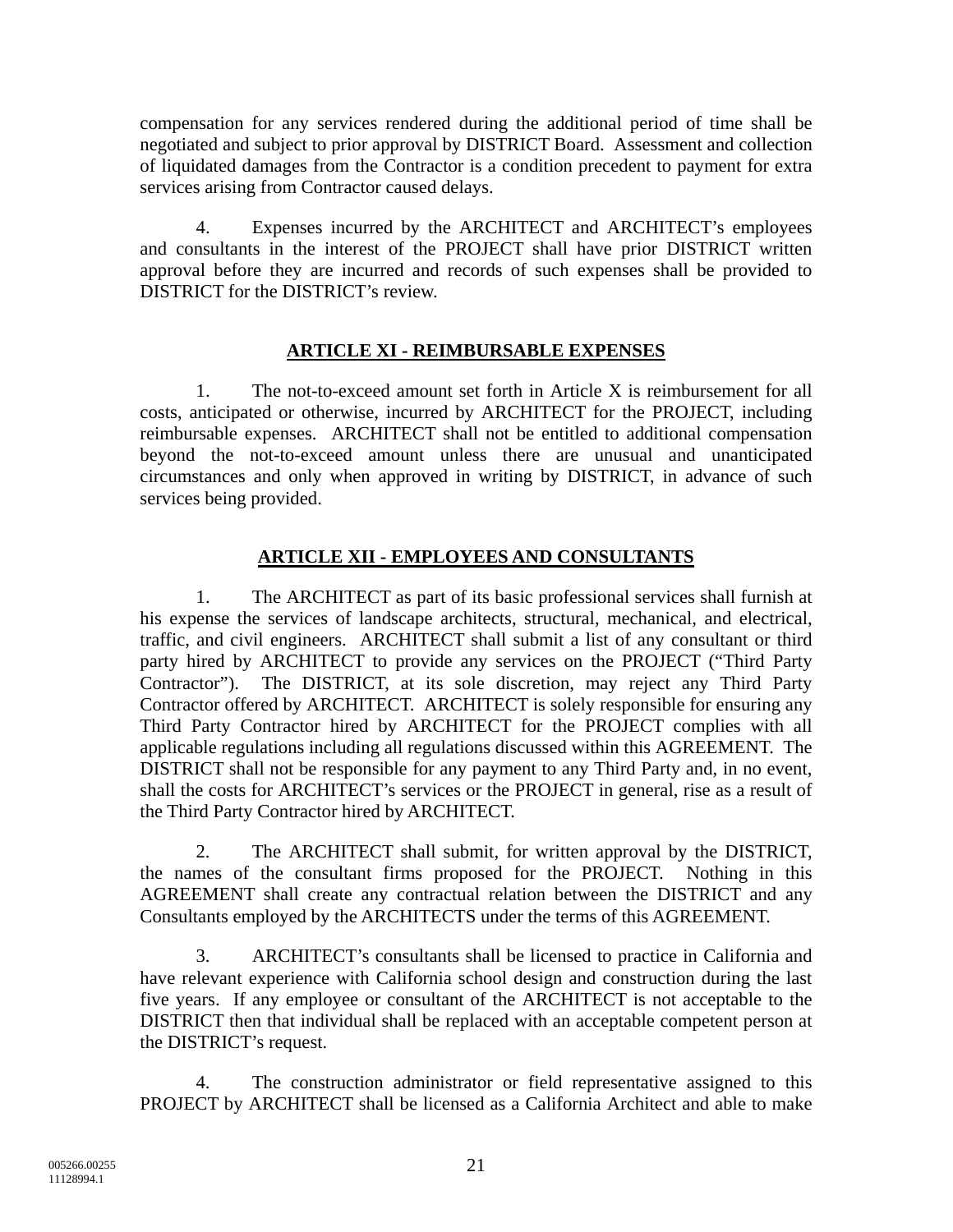compensation for any services rendered during the additional period of time shall be negotiated and subject to prior approval by DISTRICT Board. Assessment and collection of liquidated damages from the Contractor is a condition precedent to payment for extra services arising from Contractor caused delays.

4. Expenses incurred by the ARCHITECT and ARCHITECT's employees and consultants in the interest of the PROJECT shall have prior DISTRICT written approval before they are incurred and records of such expenses shall be provided to DISTRICT for the DISTRICT's review.

## ARTICLE XI - REIMBURSABLE EXPENSES

1. The not-to-exceed amount set forth in Article X is reimbursement for all costs, anticipated or otherwise, incurred by ARCHITECT for the PROJECT, including reimbursable expenses. ARCHITECT shall not be entitled to additional compensation beyond the not-to-exceed amount unless there are unusual and unanticipated circumstances and only when approved in writing by DISTRICT, in advance of such services being provided.

## ARTICLE XII - EMPLOYEES AND CONSULTANTS

1. The ARCHITECT as part of its basic professional services shall furnish at his expense the services of landscape architects, structural, mechanical, and electrical, traffic, and civil engineers. ARCHITECT shall submit a list of any consultant or third party hired by ARCHITECT to provide any services on the PROJECT ("Third Party Contractor"). The DISTRICT, at its sole discretion, may reject any Third Party Contractor offered by ARCHITECT. ARCHITECT is solely responsible for ensuring any Third Party Contractor hired by ARCHITECT for the PROJECT complies with all applicable regulations including all regulations discussed within this AGREEMENT. The DISTRICT shall not be responsible for any payment to any Third Party and, in no event, shall the costs for ARCHITECT's services or the PROJECT in general, rise as a result of the Third Party Contractor hired by ARCHITECT.

2. The ARCHITECT shall submit, for written approval by the DISTRICT, the names of the consultant firms proposed for the PROJECT. Nothing in this AGREEMENT shall create any contractual relation between the DISTRICT and any Consultants employed by the ARCHITECTS under the terms of this AGREEMENT.

3. ARCHITECT's consultants shall be licensed to practice in California and have relevant experience with California school design and construction during the last five years. If any employee or consultant of the ARCHITECT is not acceptable to the DISTRICT then that individual shall be replaced with an acceptable competent person at the DISTRICT's request.

4. The construction administrator or field representative assigned to this PROJECT by ARCHITECT shall be licensed as a California Architect and able to make

005266.00255
11128994.1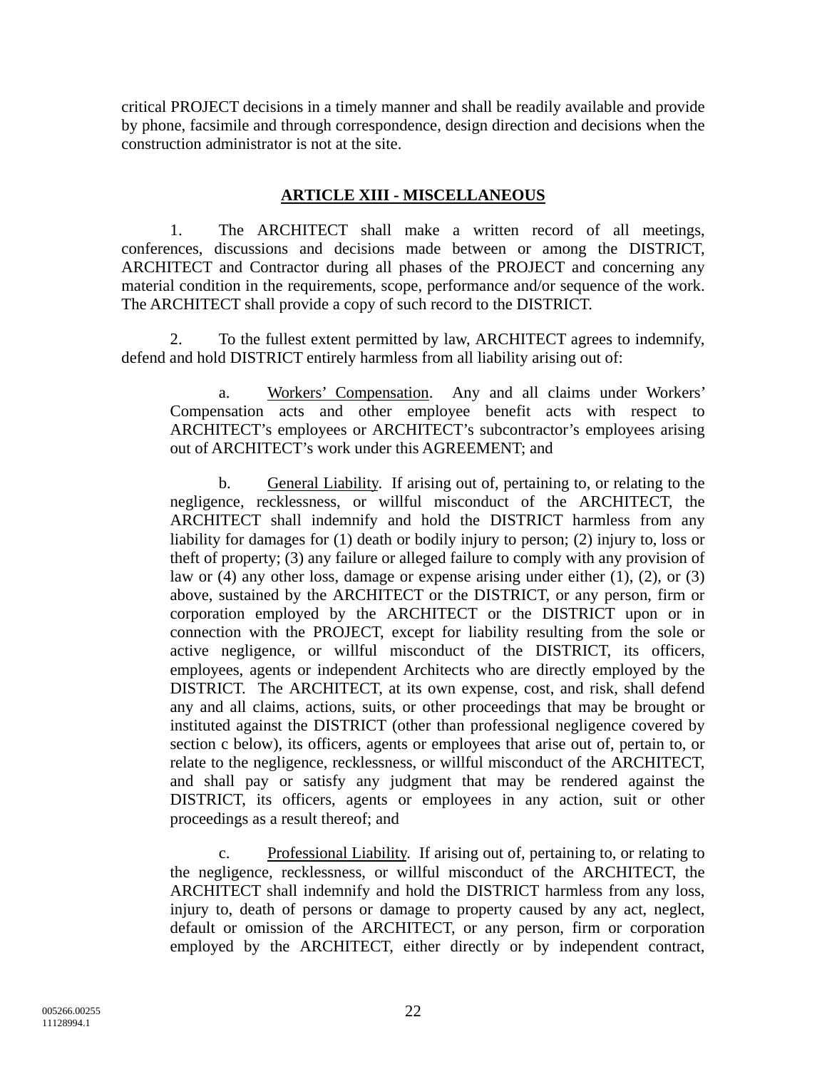critical PROJECT decisions in a timely manner and shall be readily available and provide by phone, facsimile and through correspondence, design direction and decisions when the construction administrator is not at the site.

## ARTICLE XIII - MISCELLANEOUS

1. The ARCHITECT shall make a written record of all meetings, conferences, discussions and decisions made between or among the DISTRICT, ARCHITECT and Contractor during all phases of the PROJECT and concerning any material condition in the requirements, scope, performance and/or sequence of the work. The ARCHITECT shall provide a copy of such record to the DISTRICT.

2. To the fullest extent permitted by law, ARCHITECT agrees to indemnify, defend and hold DISTRICT entirely harmless from all liability arising out of:

a. Workers' Compensation. Any and all claims under Workers' Compensation acts and other employee benefit acts with respect to ARCHITECT's employees or ARCHITECT's subcontractor's employees arising out of ARCHITECT's work under this AGREEMENT; and

b. General Liability. If arising out of, pertaining to, or relating to the negligence, recklessness, or willful misconduct of the ARCHITECT, the ARCHITECT shall indemnify and hold the DISTRICT harmless from any liability for damages for (1) death or bodily injury to person; (2) injury to, loss or theft of property; (3) any failure or alleged failure to comply with any provision of law or (4) any other loss, damage or expense arising under either (1), (2), or (3) above, sustained by the ARCHITECT or the DISTRICT, or any person, firm or corporation employed by the ARCHITECT or the DISTRICT upon or in connection with the PROJECT, except for liability resulting from the sole or active negligence, or willful misconduct of the DISTRICT, its officers, employees, agents or independent Architects who are directly employed by the DISTRICT. The ARCHITECT, at its own expense, cost, and risk, shall defend any and all claims, actions, suits, or other proceedings that may be brought or instituted against the DISTRICT (other than professional negligence covered by section c below), its officers, agents or employees that arise out of, pertain to, or relate to the negligence, recklessness, or willful misconduct of the ARCHITECT, and shall pay or satisfy any judgment that may be rendered against the DISTRICT, its officers, agents or employees in any action, suit or other proceedings as a result thereof; and

c. Professional Liability. If arising out of, pertaining to, or relating to the negligence, recklessness, or willful misconduct of the ARCHITECT, the ARCHITECT shall indemnify and hold the DISTRICT harmless from any loss, injury to, death of persons or damage to property caused by any act, neglect, default or omission of the ARCHITECT, or any person, firm or corporation employed by the ARCHITECT, either directly or by independent contract,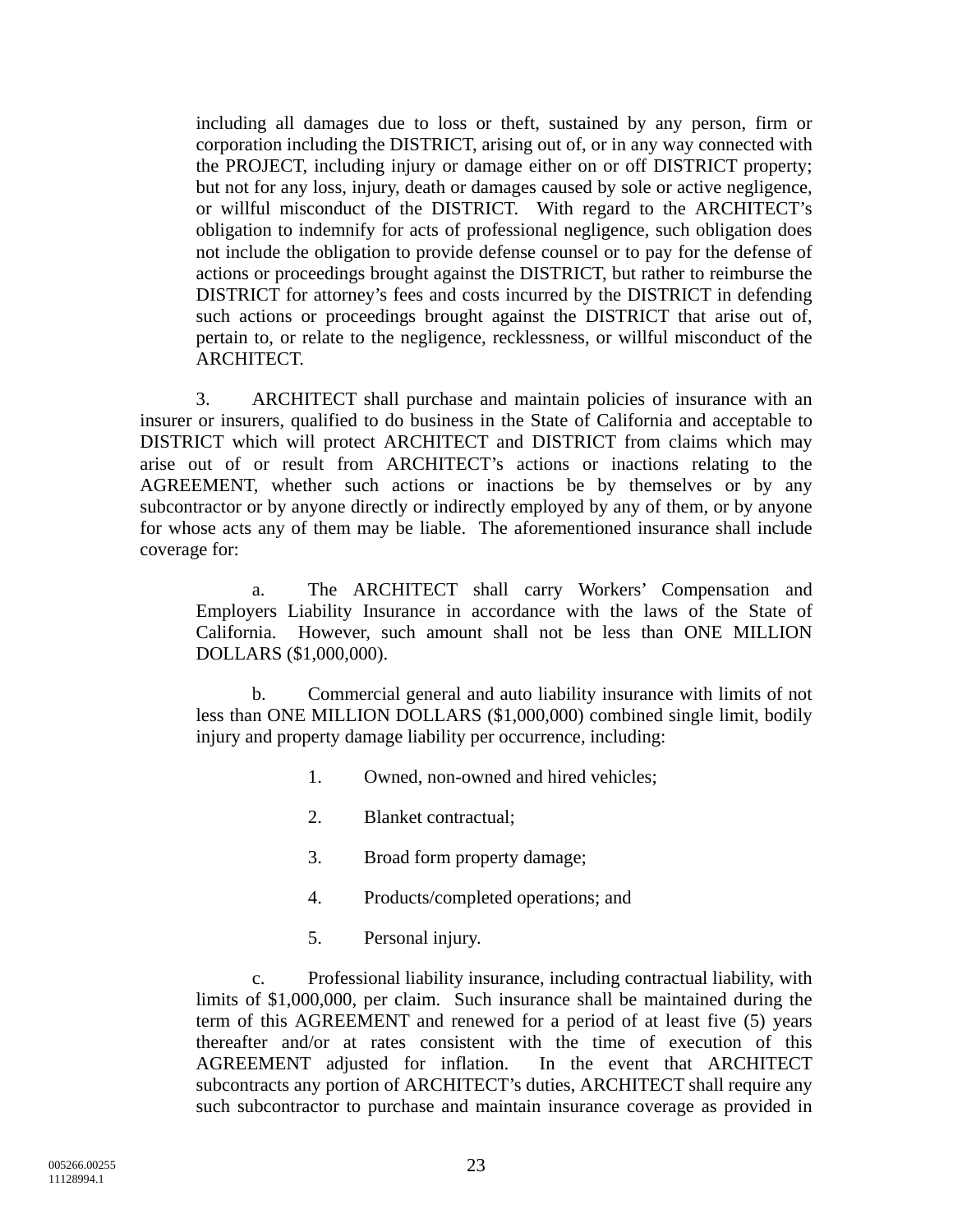including all damages due to loss or theft, sustained by any person, firm or corporation including the DISTRICT, arising out of, or in any way connected with the PROJECT, including injury or damage either on or off DISTRICT property; but not for any loss, injury, death or damages caused by sole or active negligence, or willful misconduct of the DISTRICT. With regard to the ARCHITECT's obligation to indemnify for acts of professional negligence, such obligation does not include the obligation to provide defense counsel or to pay for the defense of actions or proceedings brought against the DISTRICT, but rather to reimburse the DISTRICT for attorney's fees and costs incurred by the DISTRICT in defending such actions or proceedings brought against the DISTRICT that arise out of, pertain to, or relate to the negligence, recklessness, or willful misconduct of the ARCHITECT.

3. ARCHITECT shall purchase and maintain policies of insurance with an insurer or insurers, qualified to do business in the State of California and acceptable to DISTRICT which will protect ARCHITECT and DISTRICT from claims which may arise out of or result from ARCHITECT's actions or inactions relating to the AGREEMENT, whether such actions or inactions be by themselves or by any subcontractor or by anyone directly or indirectly employed by any of them, or by anyone for whose acts any of them may be liable. The aforementioned insurance shall include coverage for:

a. The ARCHITECT shall carry Workers' Compensation and Employers Liability Insurance in accordance with the laws of the State of California. However, such amount shall not be less than ONE MILLION DOLLARS ($1,000,000).

b. Commercial general and auto liability insurance with limits of not less than ONE MILLION DOLLARS ($1,000,000) combined single limit, bodily injury and property damage liability per occurrence, including:

1. Owned, non-owned and hired vehicles;

2. Blanket contractual;

3. Broad form property damage;

4. Products/completed operations; and

5. Personal injury.

c. Professional liability insurance, including contractual liability, with limits of $1,000,000, per claim. Such insurance shall be maintained during the term of this AGREEMENT and renewed for a period of at least five (5) years thereafter and/or at rates consistent with the time of execution of this AGREEMENT adjusted for inflation. In the event that ARCHITECT subcontracts any portion of ARCHITECT's duties, ARCHITECT shall require any such subcontractor to purchase and maintain insurance coverage as provided in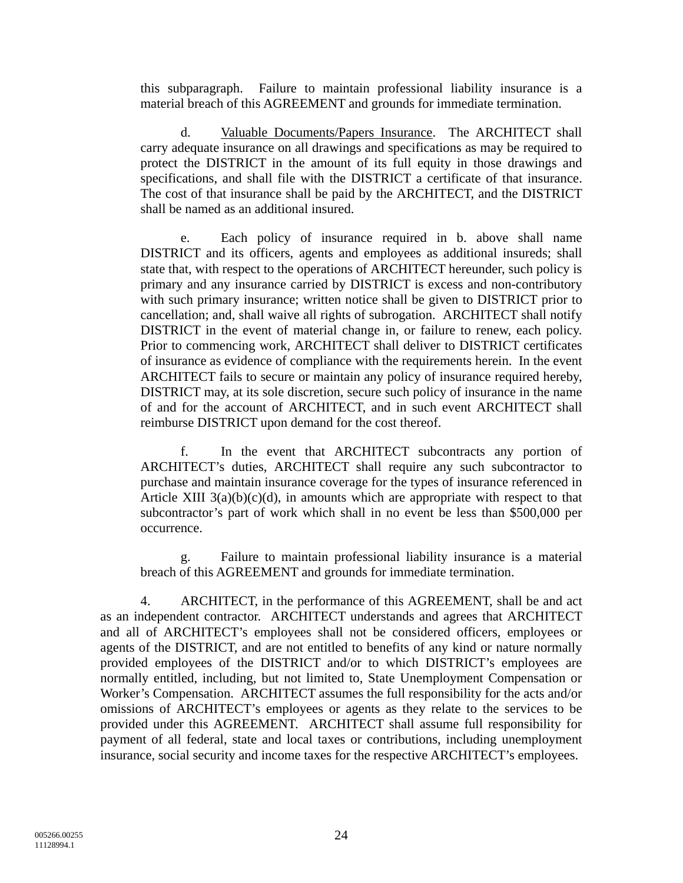this subparagraph. Failure to maintain professional liability insurance is a material breach of this AGREEMENT and grounds for immediate termination.

d. Valuable Documents/Papers Insurance. The ARCHITECT shall carry adequate insurance on all drawings and specifications as may be required to protect the DISTRICT in the amount of its full equity in those drawings and specifications, and shall file with the DISTRICT a certificate of that insurance. The cost of that insurance shall be paid by the ARCHITECT, and the DISTRICT shall be named as an additional insured.

e. Each policy of insurance required in b. above shall name DISTRICT and its officers, agents and employees as additional insureds; shall state that, with respect to the operations of ARCHITECT hereunder, such policy is primary and any insurance carried by DISTRICT is excess and non-contributory with such primary insurance; written notice shall be given to DISTRICT prior to cancellation; and, shall waive all rights of subrogation. ARCHITECT shall notify DISTRICT in the event of material change in, or failure to renew, each policy. Prior to commencing work, ARCHITECT shall deliver to DISTRICT certificates of insurance as evidence of compliance with the requirements herein. In the event ARCHITECT fails to secure or maintain any policy of insurance required hereby, DISTRICT may, at its sole discretion, secure such policy of insurance in the name of and for the account of ARCHITECT, and in such event ARCHITECT shall reimburse DISTRICT upon demand for the cost thereof.

f. In the event that ARCHITECT subcontracts any portion of ARCHITECT's duties, ARCHITECT shall require any such subcontractor to purchase and maintain insurance coverage for the types of insurance referenced in Article XIII 3(a)(b)(c)(d), in amounts which are appropriate with respect to that subcontractor's part of work which shall in no event be less than $500,000 per occurrence.

g. Failure to maintain professional liability insurance is a material breach of this AGREEMENT and grounds for immediate termination.

4. ARCHITECT, in the performance of this AGREEMENT, shall be and act as an independent contractor. ARCHITECT understands and agrees that ARCHITECT and all of ARCHITECT's employees shall not be considered officers, employees or agents of the DISTRICT, and are not entitled to benefits of any kind or nature normally provided employees of the DISTRICT and/or to which DISTRICT's employees are normally entitled, including, but not limited to, State Unemployment Compensation or Worker's Compensation. ARCHITECT assumes the full responsibility for the acts and/or omissions of ARCHITECT's employees or agents as they relate to the services to be provided under this AGREEMENT. ARCHITECT shall assume full responsibility for payment of all federal, state and local taxes or contributions, including unemployment insurance, social security and income taxes for the respective ARCHITECT's employees.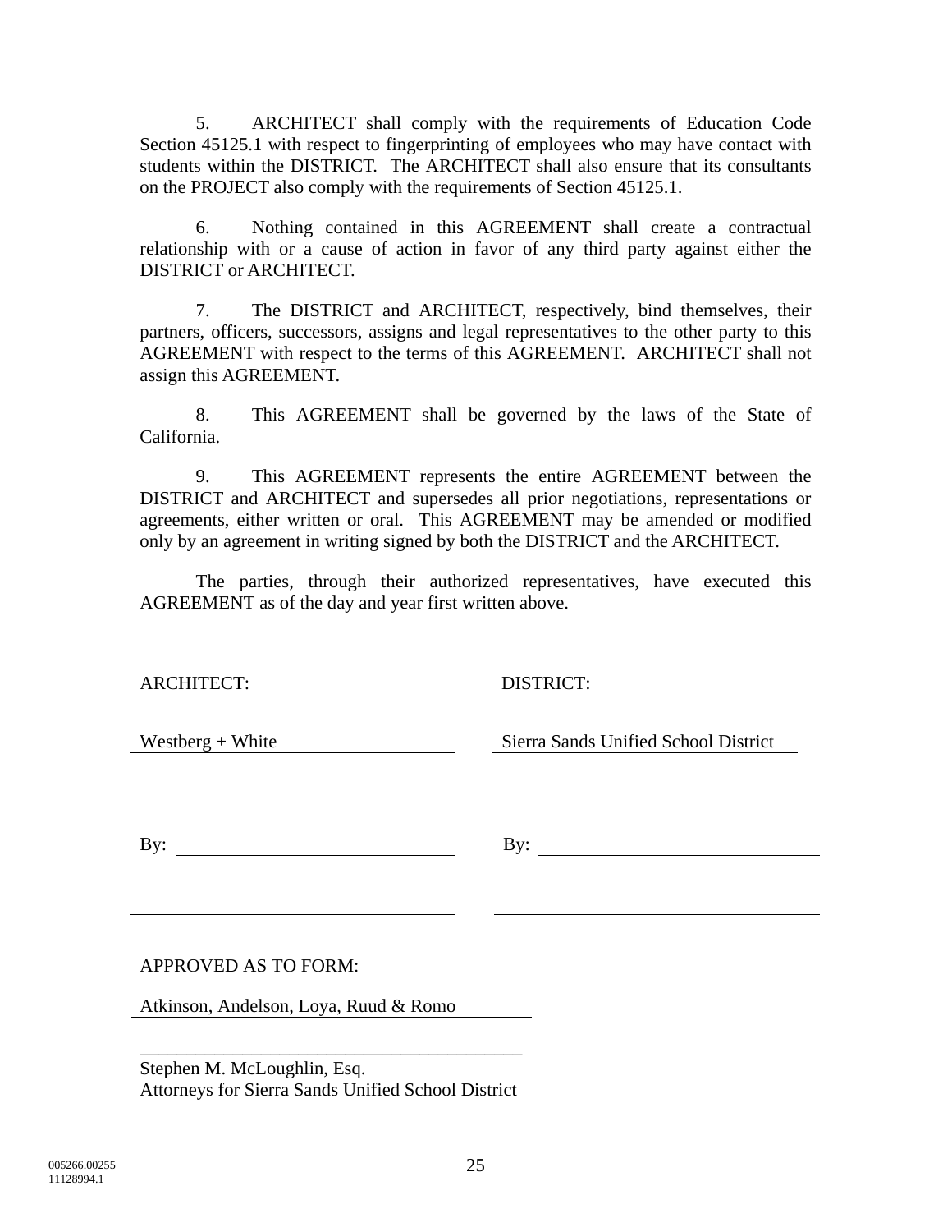5. ARCHITECT shall comply with the requirements of Education Code Section 45125.1 with respect to fingerprinting of employees who may have contact with students within the DISTRICT. The ARCHITECT shall also ensure that its consultants on the PROJECT also comply with the requirements of Section 45125.1.

6. Nothing contained in this AGREEMENT shall create a contractual relationship with or a cause of action in favor of any third party against either the DISTRICT or ARCHITECT.

7. The DISTRICT and ARCHITECT, respectively, bind themselves, their partners, officers, successors, assigns and legal representatives to the other party to this AGREEMENT with respect to the terms of this AGREEMENT. ARCHITECT shall not assign this AGREEMENT.

8. This AGREEMENT shall be governed by the laws of the State of California.

9. This AGREEMENT represents the entire AGREEMENT between the DISTRICT and ARCHITECT and supersedes all prior negotiations, representations or agreements, either written or oral. This AGREEMENT may be amended or modified only by an agreement in writing signed by both the DISTRICT and the ARCHITECT.

The parties, through their authorized representatives, have executed this AGREEMENT as of the day and year first written above.

| ARCHITECT: | DISTRICT: |
|---|---|
| Westberg + White | Sierra Sands Unified School District |
| By: ______________________________ | By: ______________________________ |
| ______________________________ | ______________________________ |

APPROVED AS TO FORM:

Atkinson, Andelson, Loya, Ruud & Romo

_________________________________________

Stephen M. McLoughlin, Esq.
Attorneys for Sierra Sands Unified School District

005266.00255
11128994.1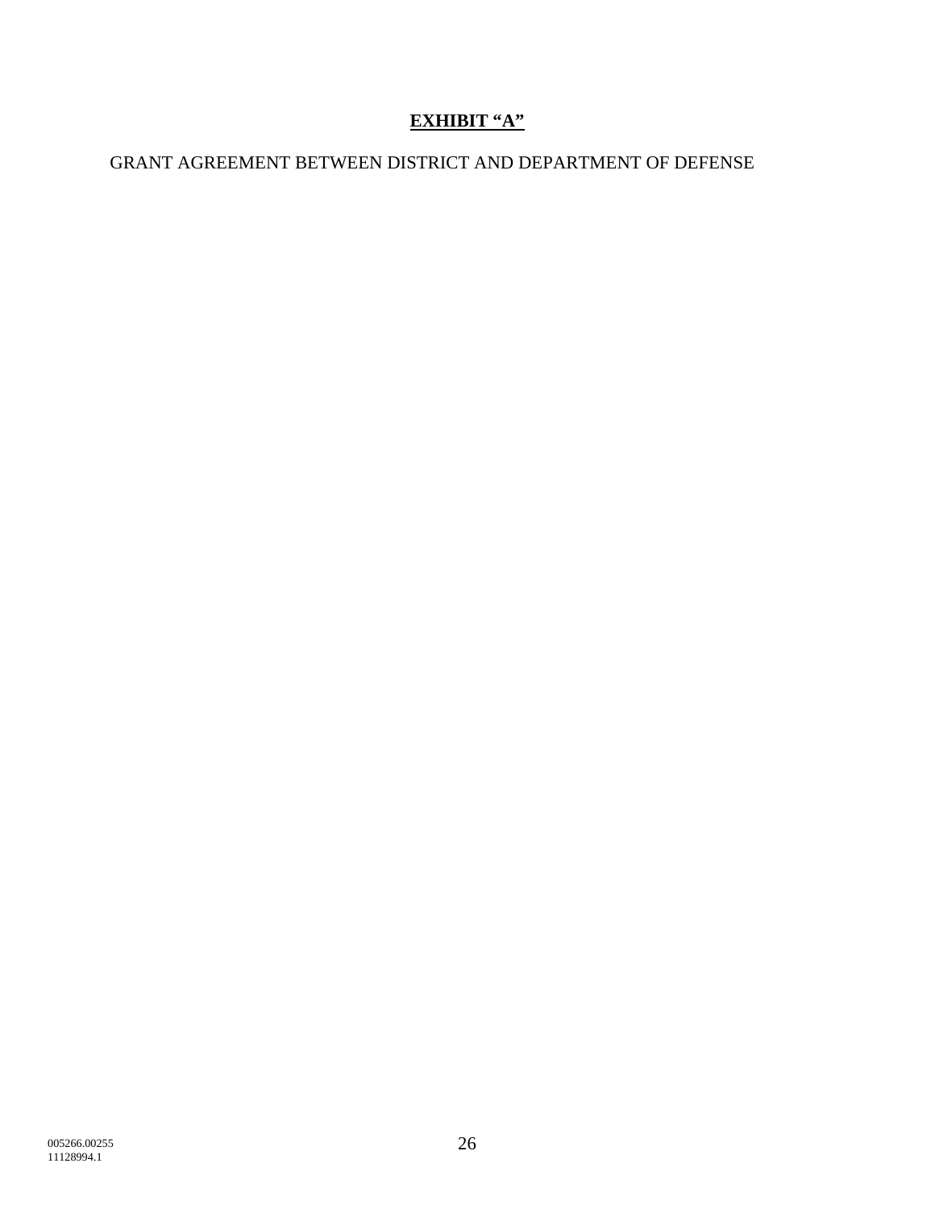# **EXHIBIT "A"**

GRANT AGREEMENT BETWEEN DISTRICT AND DEPARTMENT OF DEFENSE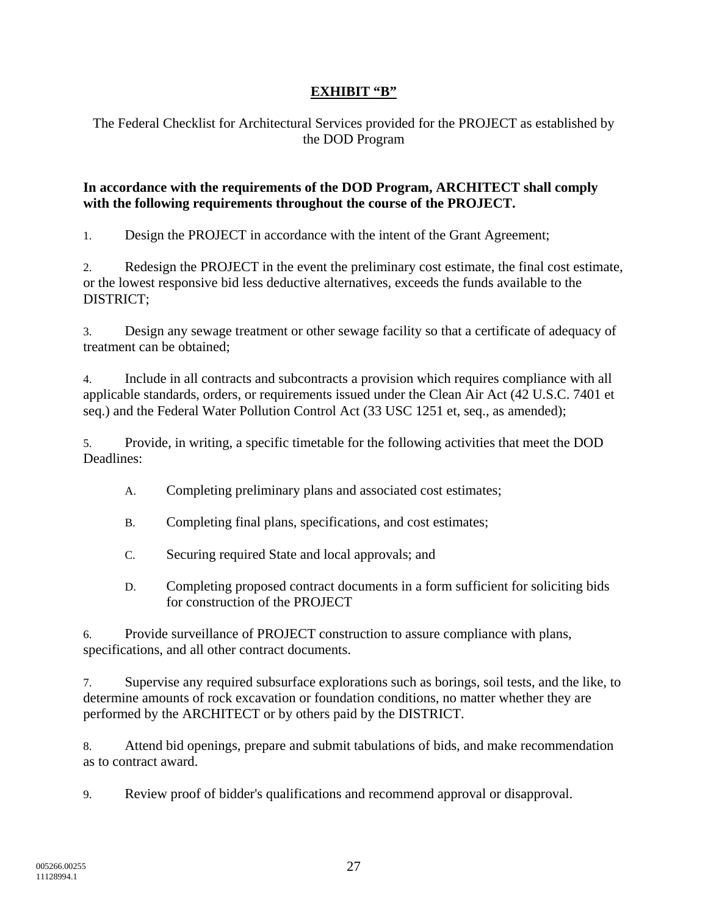# EXHIBIT "B"

The Federal Checklist for Architectural Services provided for the PROJECT as established by the DOD Program

**In accordance with the requirements of the DOD Program, ARCHITECT shall comply with the following requirements throughout the course of the PROJECT.**

1. Design the PROJECT in accordance with the intent of the Grant Agreement;

2. Redesign the PROJECT in the event the preliminary cost estimate, the final cost estimate, or the lowest responsive bid less deductive alternatives, exceeds the funds available to the DISTRICT;

3. Design any sewage treatment or other sewage facility so that a certificate of adequacy of treatment can be obtained;

4. Include in all contracts and subcontracts a provision which requires compliance with all applicable standards, orders, or requirements issued under the Clean Air Act (42 U.S.C. 7401 et seq.) and the Federal Water Pollution Control Act (33 USC 1251 et, seq., as amended);

5. Provide, in writing, a specific timetable for the following activities that meet the DOD Deadlines:

   A. Completing preliminary plans and associated cost estimates;

   B. Completing final plans, specifications, and cost estimates;

   C. Securing required State and local approvals; and

   D. Completing proposed contract documents in a form sufficient for soliciting bids for construction of the PROJECT

6. Provide surveillance of PROJECT construction to assure compliance with plans, specifications, and all other contract documents.

7. Supervise any required subsurface explorations such as borings, soil tests, and the like, to determine amounts of rock excavation or foundation conditions, no matter whether they are performed by the ARCHITECT or by others paid by the DISTRICT.

8. Attend bid openings, prepare and submit tabulations of bids, and make recommendation as to contract award.

9. Review proof of bidder's qualifications and recommend approval or disapproval.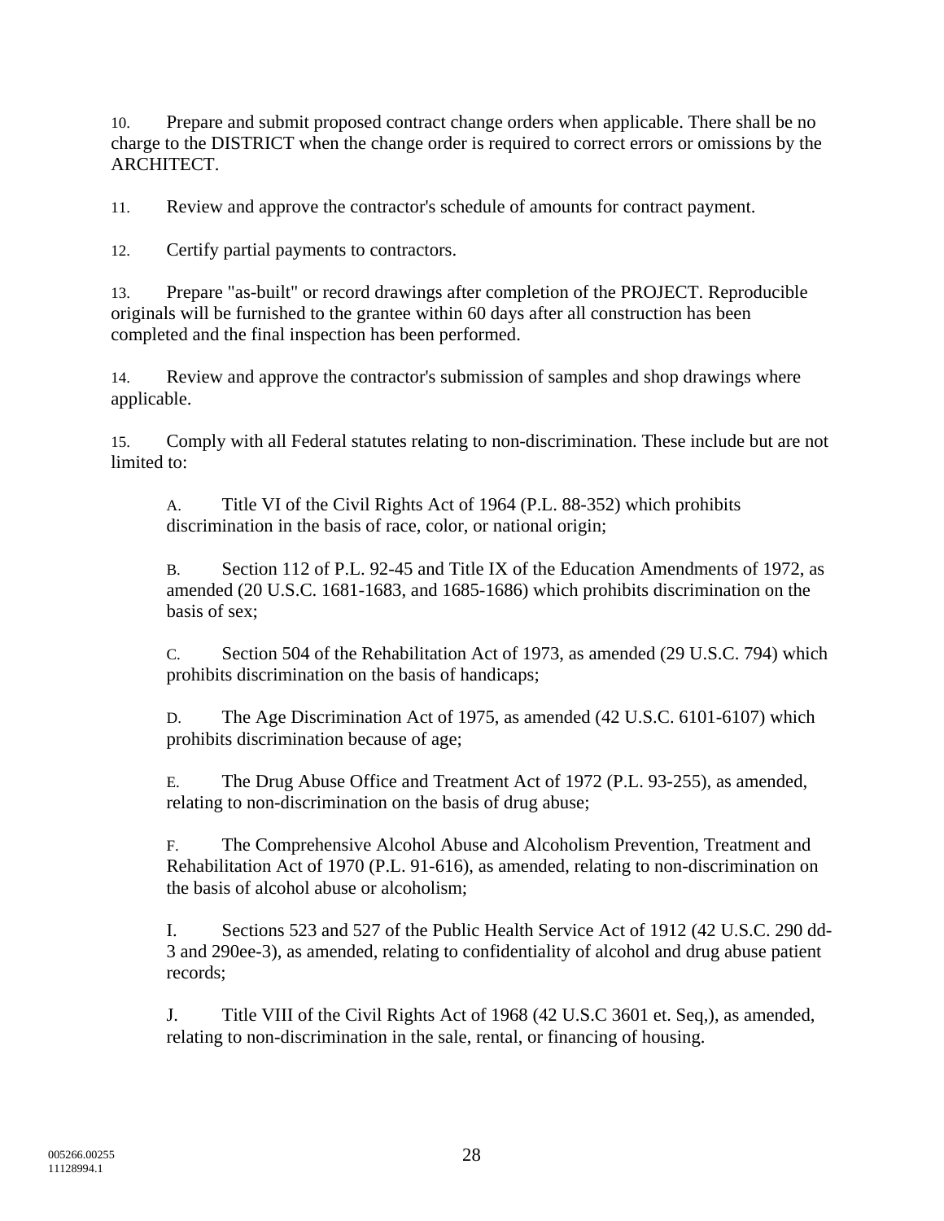10. Prepare and submit proposed contract change orders when applicable. There shall be no charge to the DISTRICT when the change order is required to correct errors or omissions by the ARCHITECT.

11. Review and approve the contractor's schedule of amounts for contract payment.

12. Certify partial payments to contractors.

13. Prepare "as-built" or record drawings after completion of the PROJECT. Reproducible originals will be furnished to the grantee within 60 days after all construction has been completed and the final inspection has been performed.

14. Review and approve the contractor's submission of samples and shop drawings where applicable.

15. Comply with all Federal statutes relating to non-discrimination. These include but are not limited to:

    A. Title VI of the Civil Rights Act of 1964 (P.L. 88-352) which prohibits discrimination in the basis of race, color, or national origin;

    B. Section 112 of P.L. 92-45 and Title IX of the Education Amendments of 1972, as amended (20 U.S.C. 1681-1683, and 1685-1686) which prohibits discrimination on the basis of sex;

    C. Section 504 of the Rehabilitation Act of 1973, as amended (29 U.S.C. 794) which prohibits discrimination on the basis of handicaps;

    D. The Age Discrimination Act of 1975, as amended (42 U.S.C. 6101-6107) which prohibits discrimination because of age;

    E. The Drug Abuse Office and Treatment Act of 1972 (P.L. 93-255), as amended, relating to non-discrimination on the basis of drug abuse;

    F. The Comprehensive Alcohol Abuse and Alcoholism Prevention, Treatment and Rehabilitation Act of 1970 (P.L. 91-616), as amended, relating to non-discrimination on the basis of alcohol abuse or alcoholism;

    I. Sections 523 and 527 of the Public Health Service Act of 1912 (42 U.S.C. 290 dd-3 and 290ee-3), as amended, relating to confidentiality of alcohol and drug abuse patient records;

    J. Title VIII of the Civil Rights Act of 1968 (42 U.S.C 3601 et. Seq,), as amended, relating to non-discrimination in the sale, rental, or financing of housing.

005266.00255
11128994.1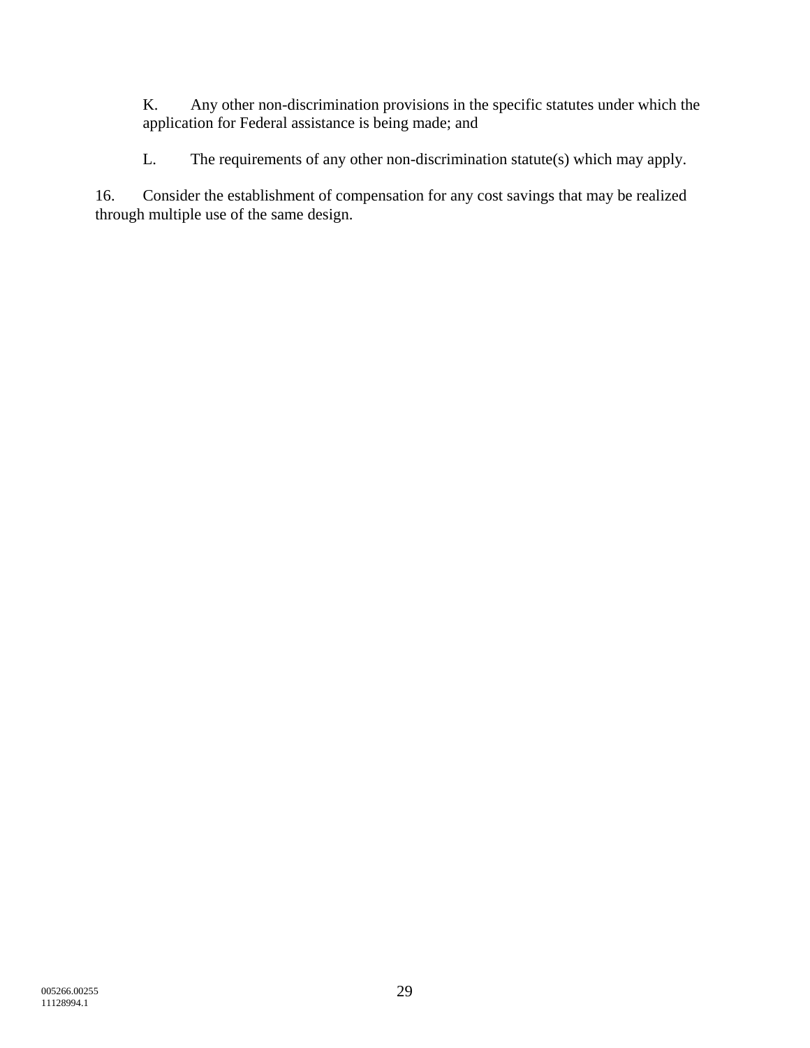K. Any other non-discrimination provisions in the specific statutes under which the application for Federal assistance is being made; and

L. The requirements of any other non-discrimination statute(s) which may apply.

16. Consider the establishment of compensation for any cost savings that may be realized through multiple use of the same design.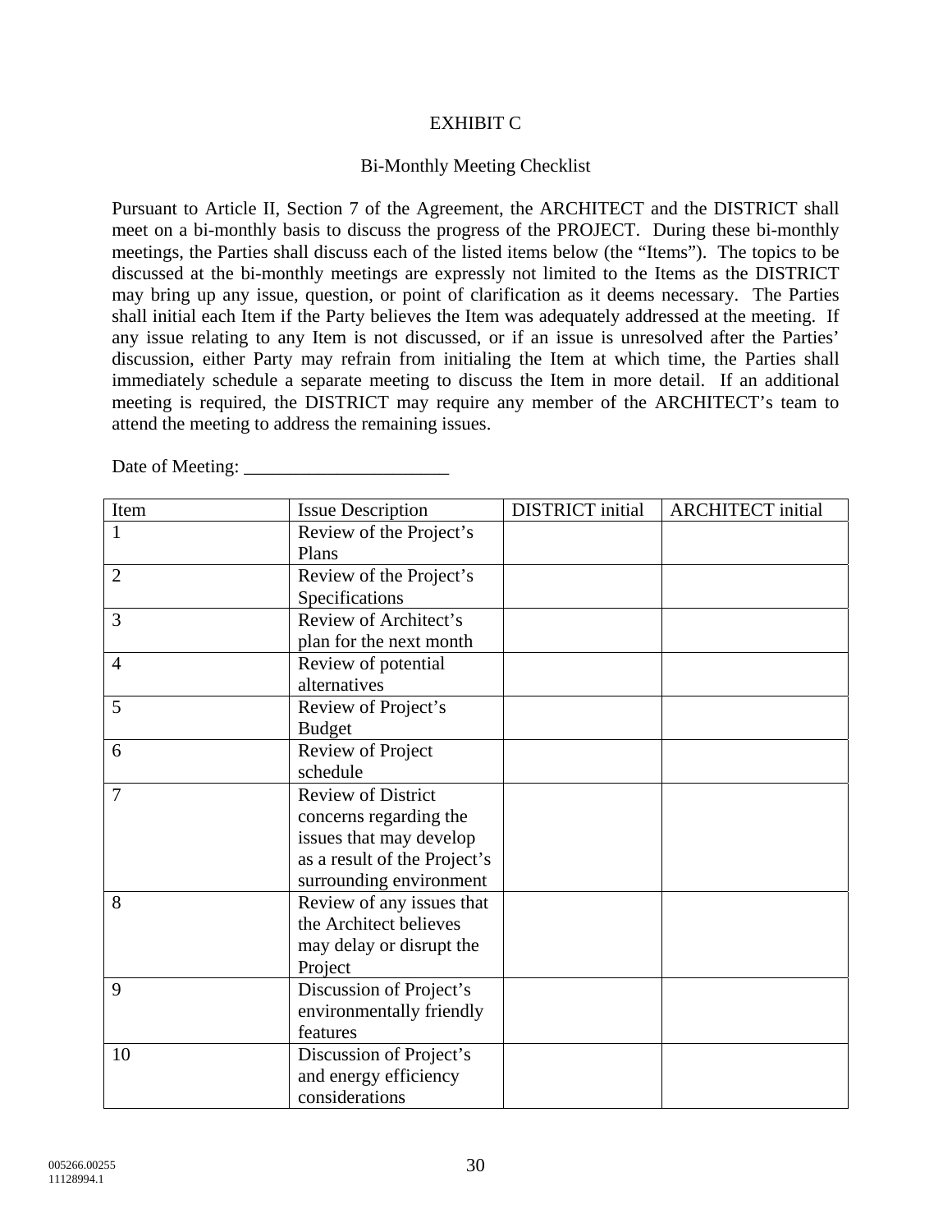# EXHIBIT C

## Bi-Monthly Meeting Checklist

Pursuant to Article II, Section 7 of the Agreement, the ARCHITECT and the DISTRICT shall meet on a bi-monthly basis to discuss the progress of the PROJECT. During these bi-monthly meetings, the Parties shall discuss each of the listed items below (the "Items"). The topics to be discussed at the bi-monthly meetings are expressly not limited to the Items as the DISTRICT may bring up any issue, question, or point of clarification as it deems necessary. The Parties shall initial each Item if the Party believes the Item was adequately addressed at the meeting. If any issue relating to any Item is not discussed, or if an issue is unresolved after the Parties' discussion, either Party may refrain from initialing the Item at which time, the Parties shall immediately schedule a separate meeting to discuss the Item in more detail. If an additional meeting is required, the DISTRICT may require any member of the ARCHITECT's team to attend the meeting to address the remaining issues.

Date of Meeting: ______________________

| Item | Issue Description | DISTRICT initial | ARCHITECT initial |
|---|---|---|---|
| 1 | Review of the Project's Plans | | |
| 2 | Review of the Project's Specifications | | |
| 3 | Review of Architect's plan for the next month | | |
| 4 | Review of potential alternatives | | |
| 5 | Review of Project's Budget | | |
| 6 | Review of Project schedule | | |
| 7 | Review of District concerns regarding the issues that may develop as a result of the Project's surrounding environment | | |
| 8 | Review of any issues that the Architect believes may delay or disrupt the Project | | |
| 9 | Discussion of Project's environmentally friendly features | | |
| 10 | Discussion of Project's and energy efficiency considerations | | |

005266.00255
11128994.1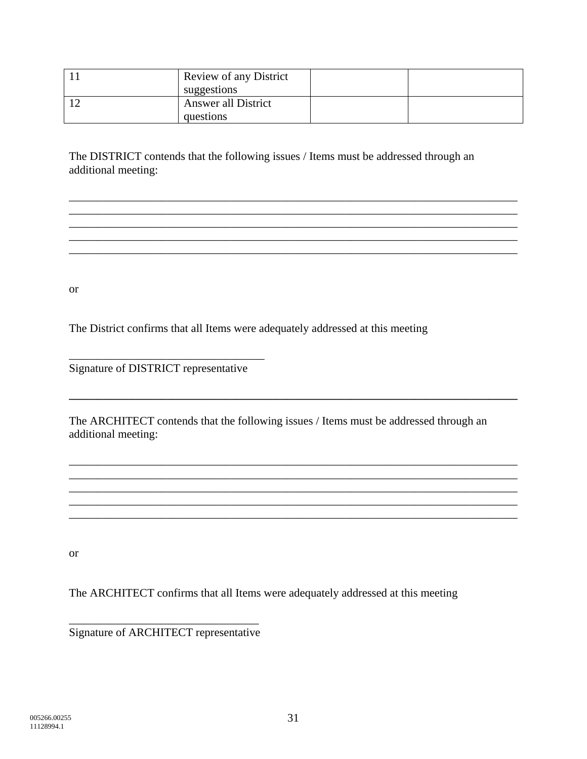| | | | |
|---|---|---|---|
| 11 | Review of any District suggestions | | |
| 12 | Answer all District questions | | |

The DISTRICT contends that the following issues / Items must be addressed through an additional meeting:

_______________________________________________________________________________
_______________________________________________________________________________
_______________________________________________________________________________
_______________________________________________________________________________
_______________________________________________________________________________

or

The District confirms that all Items were adequately addressed at this meeting

_________________________________
Signature of DISTRICT representative

---

The ARCHITECT contends that the following issues / Items must be addressed through an additional meeting:

_______________________________________________________________________________
_______________________________________________________________________________
_______________________________________________________________________________
_______________________________________________________________________________
_______________________________________________________________________________

or

The ARCHITECT confirms that all Items were adequately addressed at this meeting

_________________________________
Signature of ARCHITECT representative

005266.00255
11128994.1